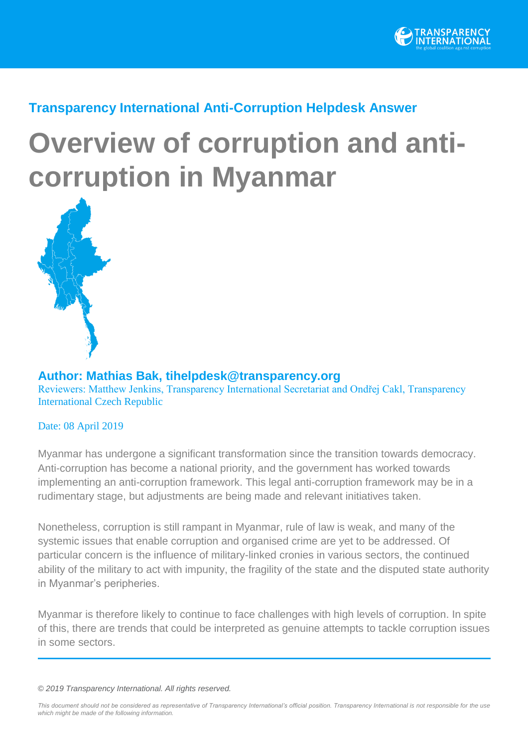Transparency International Anti-Corruption Helpdesk Answer

# Overview of corruption and anti-corruption in Myanmar

**Author: Mathias Bak, tihelpdesk@transparency.org**

Reviewers: Matthew Jenkins, Transparency International Secretariat and Ondřej Cakl, Transparency International Czech Republic

Date: 08 April 2019

Myanmar has undergone a significant transformation since the transition towards democracy. Anti-corruption has become a national priority, and the government has worked towards implementing an anti-corruption framework. This legal anti-corruption framework may be in a rudimentary stage, but adjustments are being made and relevant initiatives taken.

Nonetheless, corruption is still rampant in Myanmar, rule of law is weak, and many of the systemic issues that enable corruption and organised crime are yet to be addressed. Of particular concern is the influence of military-linked cronies in various sectors, the continued ability of the military to act with impunity, the fragility of the state and the disputed state authority in Myanmar's peripheries.

Myanmar is therefore likely to continue to face challenges with high levels of corruption. In spite of this, there are trends that could be interpreted as genuine attempts to tackle corruption issues in some sectors.

---

*© 2019 Transparency International. All rights reserved.*

*This document should not be considered as representative of Transparency International's official position. Transparency International is not responsible for the use which might be made of the following information.*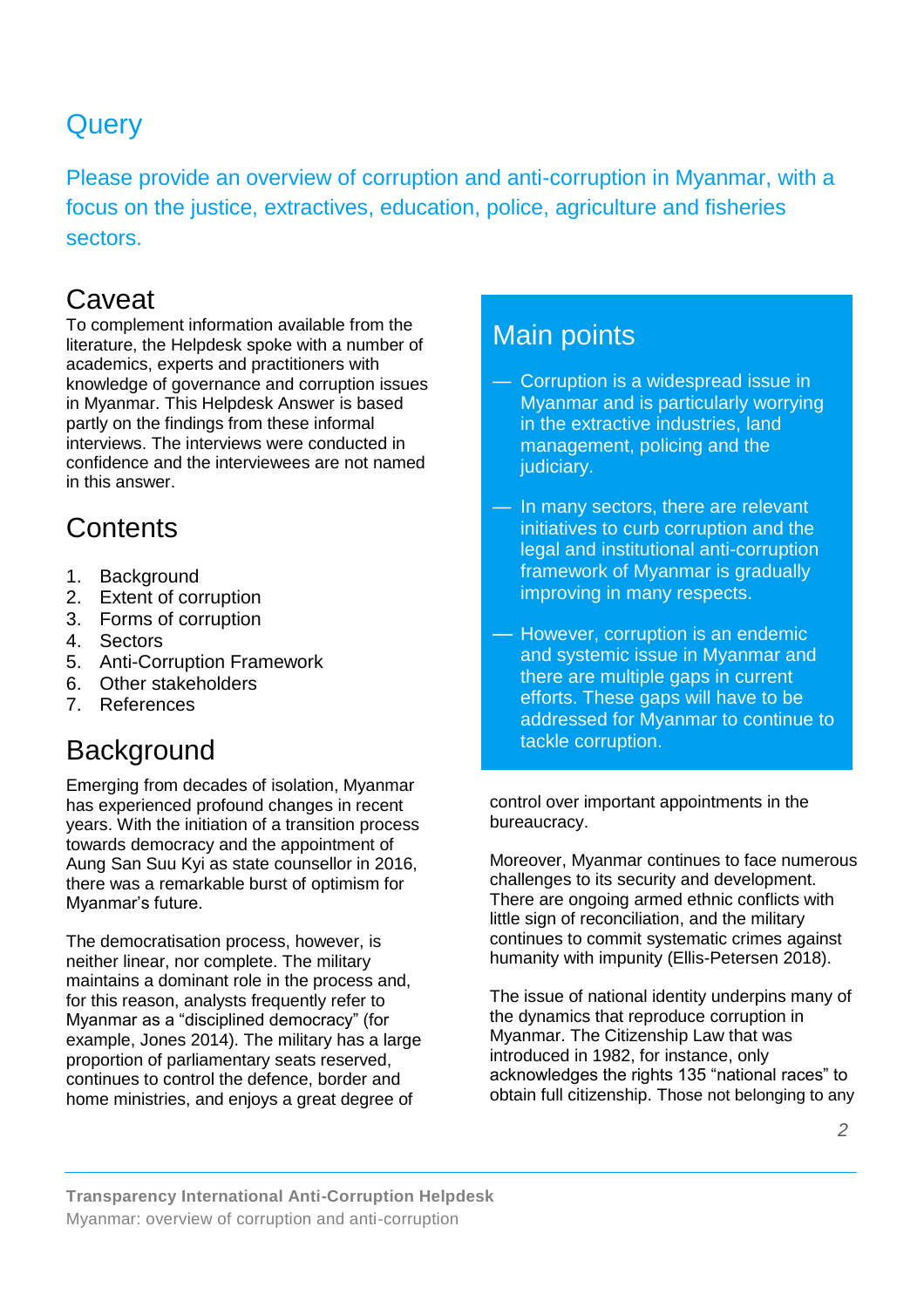# Query

Please provide an overview of corruption and anti-corruption in Myanmar, with a focus on the justice, extractives, education, police, agriculture and fisheries sectors.

## Caveat

To complement information available from the literature, the Helpdesk spoke with a number of academics, experts and practitioners with knowledge of governance and corruption issues in Myanmar. This Helpdesk Answer is based partly on the findings from these informal interviews. The interviews were conducted in confidence and the interviewees are not named in this answer.

## Main points

- Corruption is a widespread issue in Myanmar and is particularly worrying in the extractive industries, land management, policing and the judiciary.
- In many sectors, there are relevant initiatives to curb corruption and the legal and institutional anti-corruption framework of Myanmar is gradually improving in many respects.
- However, corruption is an endemic and systemic issue in Myanmar and there are multiple gaps in current efforts. These gaps will have to be addressed for Myanmar to continue to tackle corruption.

## Contents

1. Background
2. Extent of corruption
3. Forms of corruption
4. Sectors
5. Anti-Corruption Framework
6. Other stakeholders
7. References

## Background

Emerging from decades of isolation, Myanmar has experienced profound changes in recent years. With the initiation of a transition process towards democracy and the appointment of Aung San Suu Kyi as state counsellor in 2016, there was a remarkable burst of optimism for Myanmar's future.

The democratisation process, however, is neither linear, nor complete. The military maintains a dominant role in the process and, for this reason, analysts frequently refer to Myanmar as a "disciplined democracy" (for example, Jones 2014). The military has a large proportion of parliamentary seats reserved, continues to control the defence, border and home ministries, and enjoys a great degree of control over important appointments in the bureaucracy.

Moreover, Myanmar continues to face numerous challenges to its security and development. There are ongoing armed ethnic conflicts with little sign of reconciliation, and the military continues to commit systematic crimes against humanity with impunity (Ellis-Petersen 2018).

The issue of national identity underpins many of the dynamics that reproduce corruption in Myanmar. The Citizenship Law that was introduced in 1982, for instance, only acknowledges the rights 135 "national races" to obtain full citizenship. Those not belonging to any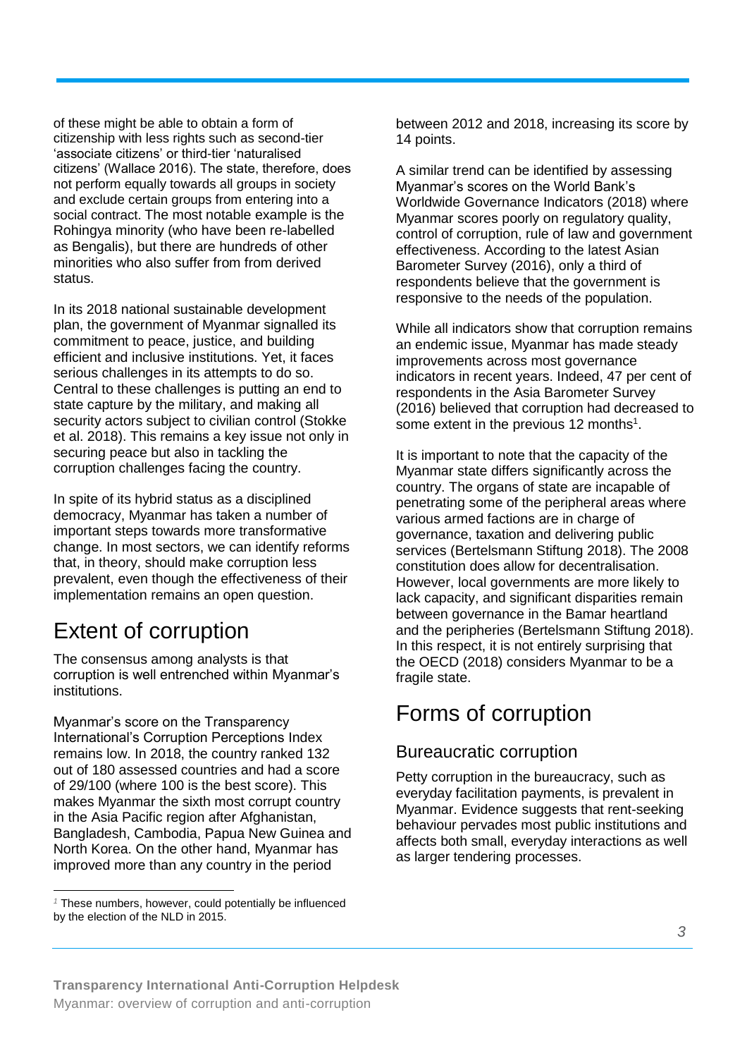of these might be able to obtain a form of citizenship with less rights such as second-tier 'associate citizens' or third-tier 'naturalised citizens' (Wallace 2016). The state, therefore, does not perform equally towards all groups in society and exclude certain groups from entering into a social contract. The most notable example is the Rohingya minority (who have been re-labelled as Bengalis), but there are hundreds of other minorities who also suffer from from derived status.

In its 2018 national sustainable development plan, the government of Myanmar signalled its commitment to peace, justice, and building efficient and inclusive institutions. Yet, it faces serious challenges in its attempts to do so. Central to these challenges is putting an end to state capture by the military, and making all security actors subject to civilian control (Stokke et al. 2018). This remains a key issue not only in securing peace but also in tackling the corruption challenges facing the country.

In spite of its hybrid status as a disciplined democracy, Myanmar has taken a number of important steps towards more transformative change. In most sectors, we can identify reforms that, in theory, should make corruption less prevalent, even though the effectiveness of their implementation remains an open question.

# Extent of corruption

The consensus among analysts is that corruption is well entrenched within Myanmar's institutions.

Myanmar's score on the Transparency International's Corruption Perceptions Index remains low. In 2018, the country ranked 132 out of 180 assessed countries and had a score of 29/100 (where 100 is the best score). This makes Myanmar the sixth most corrupt country in the Asia Pacific region after Afghanistan, Bangladesh, Cambodia, Papua New Guinea and North Korea. On the other hand, Myanmar has improved more than any country in the period between 2012 and 2018, increasing its score by 14 points.

A similar trend can be identified by assessing Myanmar's scores on the World Bank's Worldwide Governance Indicators (2018) where Myanmar scores poorly on regulatory quality, control of corruption, rule of law and government effectiveness. According to the latest Asian Barometer Survey (2016), only a third of respondents believe that the government is responsive to the needs of the population.

While all indicators show that corruption remains an endemic issue, Myanmar has made steady improvements across most governance indicators in recent years. Indeed, 47 per cent of respondents in the Asia Barometer Survey (2016) believed that corruption had decreased to some extent in the previous 12 months[1].

It is important to note that the capacity of the Myanmar state differs significantly across the country. The organs of state are incapable of penetrating some of the peripheral areas where various armed factions are in charge of governance, taxation and delivering public services (Bertelsmann Stiftung 2018). The 2008 constitution does allow for decentralisation. However, local governments are more likely to lack capacity, and significant disparities remain between governance in the Bamar heartland and the peripheries (Bertelsmann Stiftung 2018). In this respect, it is not entirely surprising that the OECD (2018) considers Myanmar to be a fragile state.

# Forms of corruption

## Bureaucratic corruption

Petty corruption in the bureaucracy, such as everyday facilitation payments, is prevalent in Myanmar. Evidence suggests that rent-seeking behaviour pervades most public institutions and affects both small, everyday interactions as well as larger tendering processes.

[1] These numbers, however, could potentially be influenced by the election of the NLD in 2015.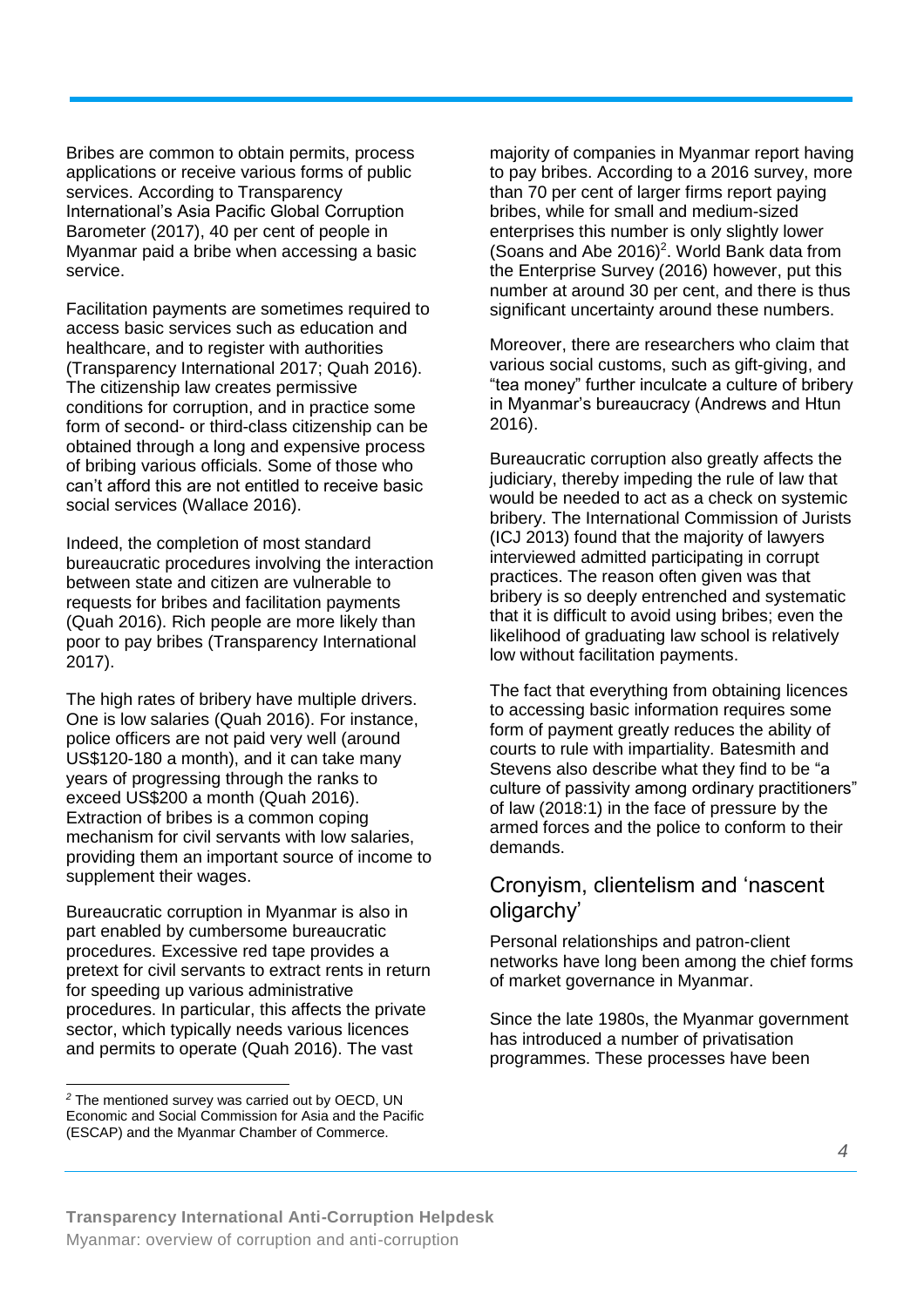Bribes are common to obtain permits, process applications or receive various forms of public services. According to Transparency International's Asia Pacific Global Corruption Barometer (2017), 40 per cent of people in Myanmar paid a bribe when accessing a basic service.

Facilitation payments are sometimes required to access basic services such as education and healthcare, and to register with authorities (Transparency International 2017; Quah 2016). The citizenship law creates permissive conditions for corruption, and in practice some form of second- or third-class citizenship can be obtained through a long and expensive process of bribing various officials. Some of those who can't afford this are not entitled to receive basic social services (Wallace 2016).

Indeed, the completion of most standard bureaucratic procedures involving the interaction between state and citizen are vulnerable to requests for bribes and facilitation payments (Quah 2016). Rich people are more likely than poor to pay bribes (Transparency International 2017).

The high rates of bribery have multiple drivers. One is low salaries (Quah 2016). For instance, police officers are not paid very well (around US$120-180 a month), and it can take many years of progressing through the ranks to exceed US$200 a month (Quah 2016). Extraction of bribes is a common coping mechanism for civil servants with low salaries, providing them an important source of income to supplement their wages.

Bureaucratic corruption in Myanmar is also in part enabled by cumbersome bureaucratic procedures. Excessive red tape provides a pretext for civil servants to extract rents in return for speeding up various administrative procedures. In particular, this affects the private sector, which typically needs various licences and permits to operate (Quah 2016). The vast majority of companies in Myanmar report having to pay bribes. According to a 2016 survey, more than 70 per cent of larger firms report paying bribes, while for small and medium-sized enterprises this number is only slightly lower (Soans and Abe 2016)[2]. World Bank data from the Enterprise Survey (2016) however, put this number at around 30 per cent, and there is thus significant uncertainty around these numbers.

Moreover, there are researchers who claim that various social customs, such as gift-giving, and "tea money" further inculcate a culture of bribery in Myanmar's bureaucracy (Andrews and Htun 2016).

Bureaucratic corruption also greatly affects the judiciary, thereby impeding the rule of law that would be needed to act as a check on systemic bribery. The International Commission of Jurists (ICJ 2013) found that the majority of lawyers interviewed admitted participating in corrupt practices. The reason often given was that bribery is so deeply entrenched and systematic that it is difficult to avoid using bribes; even the likelihood of graduating law school is relatively low without facilitation payments.

The fact that everything from obtaining licences to accessing basic information requires some form of payment greatly reduces the ability of courts to rule with impartiality. Batesmith and Stevens also describe what they find to be "a culture of passivity among ordinary practitioners" of law (2018:1) in the face of pressure by the armed forces and the police to conform to their demands.

## Cronyism, clientelism and 'nascent oligarchy'

Personal relationships and patron-client networks have long been among the chief forms of market governance in Myanmar.

Since the late 1980s, the Myanmar government has introduced a number of privatisation programmes. These processes have been

[2] The mentioned survey was carried out by OECD, UN Economic and Social Commission for Asia and the Pacific (ESCAP) and the Myanmar Chamber of Commerce.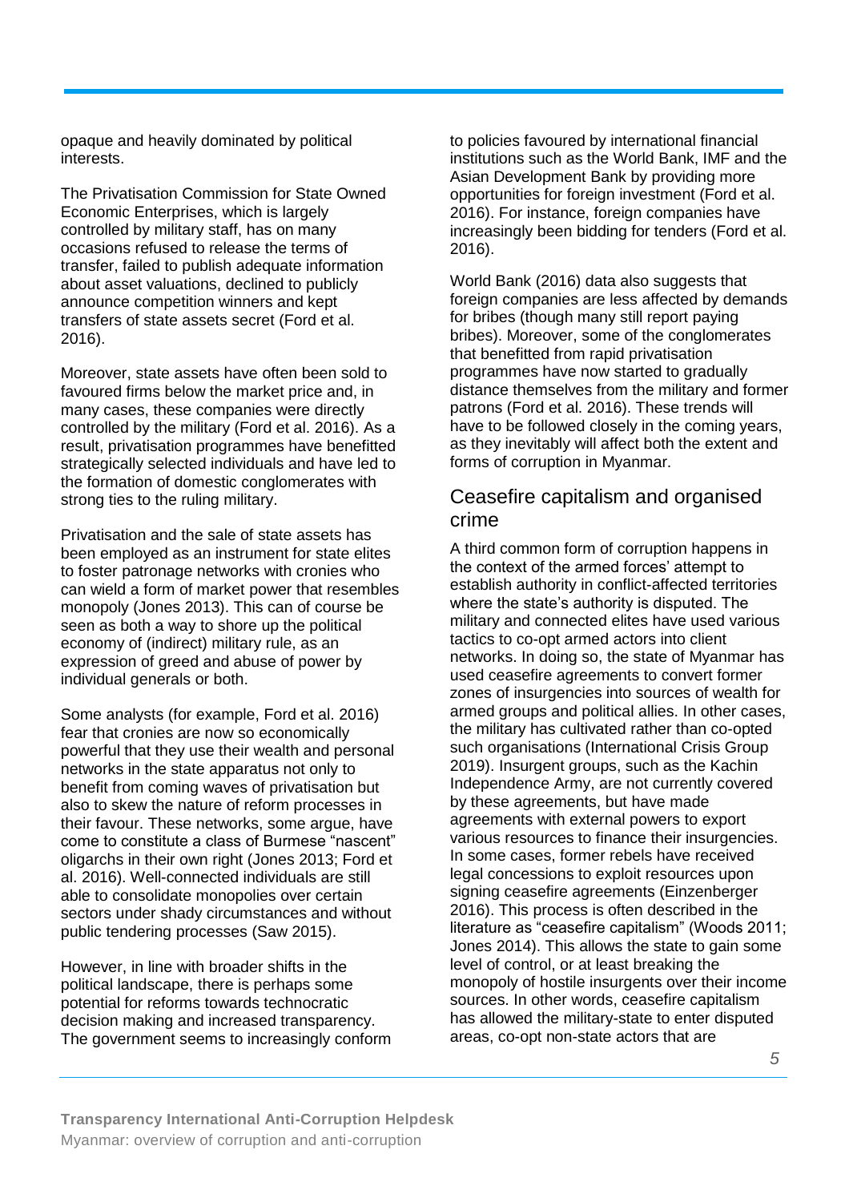opaque and heavily dominated by political interests.

The Privatisation Commission for State Owned Economic Enterprises, which is largely controlled by military staff, has on many occasions refused to release the terms of transfer, failed to publish adequate information about asset valuations, declined to publicly announce competition winners and kept transfers of state assets secret (Ford et al. 2016).

Moreover, state assets have often been sold to favoured firms below the market price and, in many cases, these companies were directly controlled by the military (Ford et al. 2016). As a result, privatisation programmes have benefitted strategically selected individuals and have led to the formation of domestic conglomerates with strong ties to the ruling military.

Privatisation and the sale of state assets has been employed as an instrument for state elites to foster patronage networks with cronies who can wield a form of market power that resembles monopoly (Jones 2013). This can of course be seen as both a way to shore up the political economy of (indirect) military rule, as an expression of greed and abuse of power by individual generals or both.

Some analysts (for example, Ford et al. 2016) fear that cronies are now so economically powerful that they use their wealth and personal networks in the state apparatus not only to benefit from coming waves of privatisation but also to skew the nature of reform processes in their favour. These networks, some argue, have come to constitute a class of Burmese "nascent" oligarchs in their own right (Jones 2013; Ford et al. 2016). Well-connected individuals are still able to consolidate monopolies over certain sectors under shady circumstances and without public tendering processes (Saw 2015).

However, in line with broader shifts in the political landscape, there is perhaps some potential for reforms towards technocratic decision making and increased transparency. The government seems to increasingly conform to policies favoured by international financial institutions such as the World Bank, IMF and the Asian Development Bank by providing more opportunities for foreign investment (Ford et al. 2016). For instance, foreign companies have increasingly been bidding for tenders (Ford et al. 2016).

World Bank (2016) data also suggests that foreign companies are less affected by demands for bribes (though many still report paying bribes). Moreover, some of the conglomerates that benefitted from rapid privatisation programmes have now started to gradually distance themselves from the military and former patrons (Ford et al. 2016). These trends will have to be followed closely in the coming years, as they inevitably will affect both the extent and forms of corruption in Myanmar.

## Ceasefire capitalism and organised crime

A third common form of corruption happens in the context of the armed forces' attempt to establish authority in conflict-affected territories where the state's authority is disputed. The military and connected elites have used various tactics to co-opt armed actors into client networks. In doing so, the state of Myanmar has used ceasefire agreements to convert former zones of insurgencies into sources of wealth for armed groups and political allies. In other cases, the military has cultivated rather than co-opted such organisations (International Crisis Group 2019). Insurgent groups, such as the Kachin Independence Army, are not currently covered by these agreements, but have made agreements with external powers to export various resources to finance their insurgencies. In some cases, former rebels have received legal concessions to exploit resources upon signing ceasefire agreements (Einzenberger 2016). This process is often described in the literature as "ceasefire capitalism" (Woods 2011; Jones 2014). This allows the state to gain some level of control, or at least breaking the monopoly of hostile insurgents over their income sources. In other words, ceasefire capitalism has allowed the military-state to enter disputed areas, co-opt non-state actors that are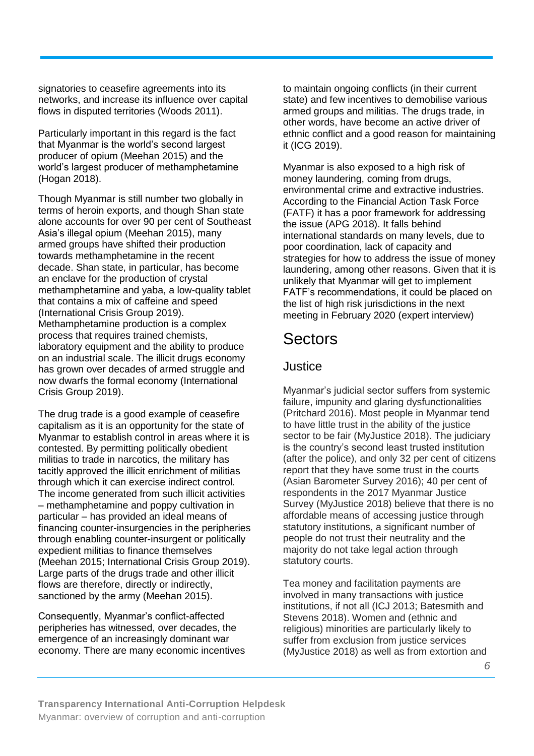signatories to ceasefire agreements into its networks, and increase its influence over capital flows in disputed territories (Woods 2011).

Particularly important in this regard is the fact that Myanmar is the world's second largest producer of opium (Meehan 2015) and the world's largest producer of methamphetamine (Hogan 2018).

Though Myanmar is still number two globally in terms of heroin exports, and though Shan state alone accounts for over 90 per cent of Southeast Asia's illegal opium (Meehan 2015), many armed groups have shifted their production towards methamphetamine in the recent decade. Shan state, in particular, has become an enclave for the production of crystal methamphetamine and yaba, a low-quality tablet that contains a mix of caffeine and speed (International Crisis Group 2019). Methamphetamine production is a complex process that requires trained chemists, laboratory equipment and the ability to produce on an industrial scale. The illicit drugs economy has grown over decades of armed struggle and now dwarfs the formal economy (International Crisis Group 2019).

The drug trade is a good example of ceasefire capitalism as it is an opportunity for the state of Myanmar to establish control in areas where it is contested. By permitting politically obedient militias to trade in narcotics, the military has tacitly approved the illicit enrichment of militias through which it can exercise indirect control. The income generated from such illicit activities – methamphetamine and poppy cultivation in particular – has provided an ideal means of financing counter-insurgencies in the peripheries through enabling counter-insurgent or politically expedient militias to finance themselves (Meehan 2015; International Crisis Group 2019). Large parts of the drugs trade and other illicit flows are therefore, directly or indirectly, sanctioned by the army (Meehan 2015).

Consequently, Myanmar's conflict-affected peripheries has witnessed, over decades, the emergence of an increasingly dominant war economy. There are many economic incentives to maintain ongoing conflicts (in their current state) and few incentives to demobilise various armed groups and militias. The drugs trade, in other words, have become an active driver of ethnic conflict and a good reason for maintaining it (ICG 2019).

Myanmar is also exposed to a high risk of money laundering, coming from drugs, environmental crime and extractive industries. According to the Financial Action Task Force (FATF) it has a poor framework for addressing the issue (APG 2018). It falls behind international standards on many levels, due to poor coordination, lack of capacity and strategies for how to address the issue of money laundering, among other reasons. Given that it is unlikely that Myanmar will get to implement FATF's recommendations, it could be placed on the list of high risk jurisdictions in the next meeting in February 2020 (expert interview)

# Sectors

## Justice

Myanmar's judicial sector suffers from systemic failure, impunity and glaring dysfunctionalities (Pritchard 2016). Most people in Myanmar tend to have little trust in the ability of the justice sector to be fair (MyJustice 2018). The judiciary is the country's second least trusted institution (after the police), and only 32 per cent of citizens report that they have some trust in the courts (Asian Barometer Survey 2016); 40 per cent of respondents in the 2017 Myanmar Justice Survey (MyJustice 2018) believe that there is no affordable means of accessing justice through statutory institutions, a significant number of people do not trust their neutrality and the majority do not take legal action through statutory courts.

Tea money and facilitation payments are involved in many transactions with justice institutions, if not all (ICJ 2013; Batesmith and Stevens 2018). Women and (ethnic and religious) minorities are particularly likely to suffer from exclusion from justice services (MyJustice 2018) as well as from extortion and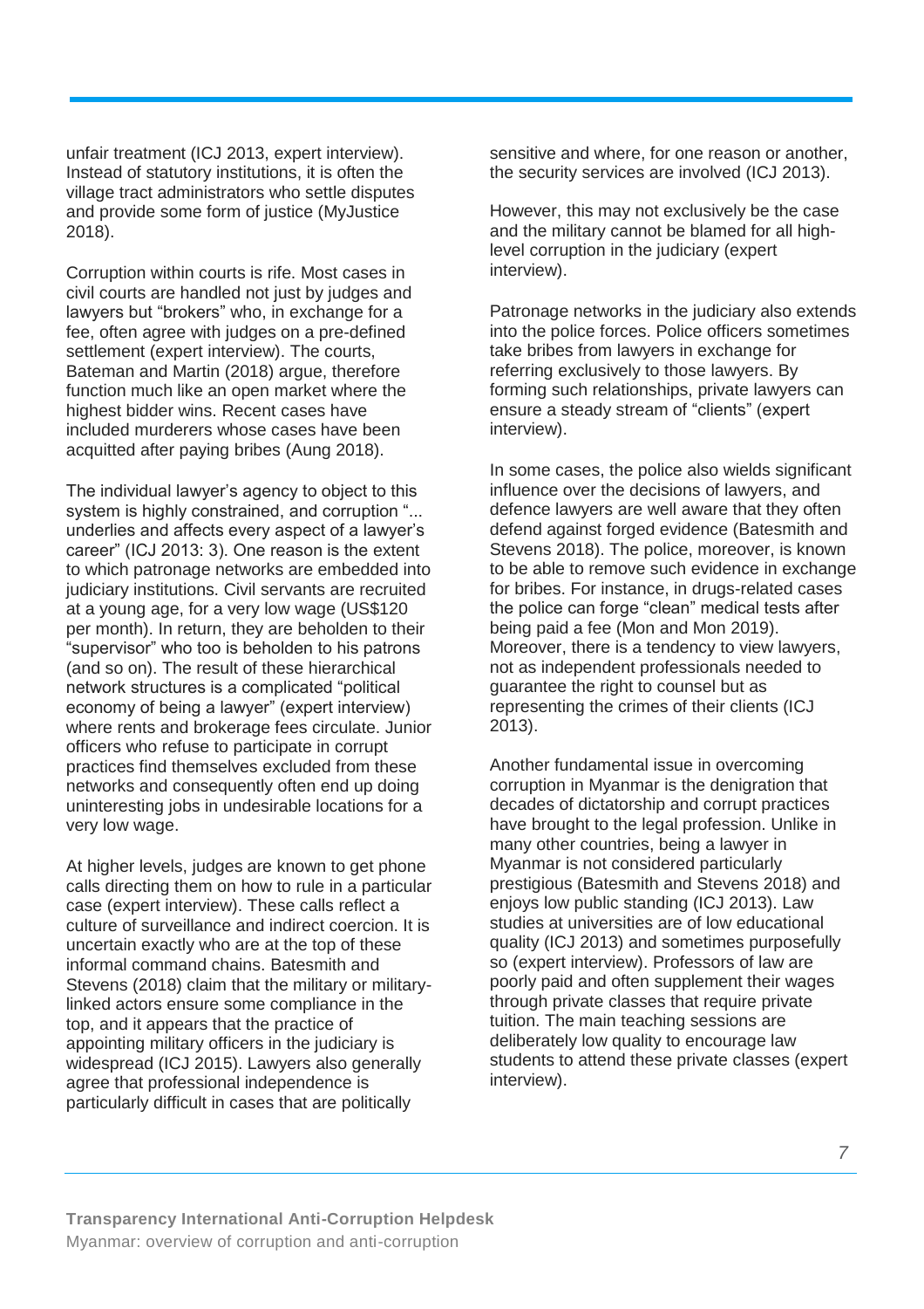unfair treatment (ICJ 2013, expert interview). Instead of statutory institutions, it is often the village tract administrators who settle disputes and provide some form of justice (MyJustice 2018).

Corruption within courts is rife. Most cases in civil courts are handled not just by judges and lawyers but "brokers" who, in exchange for a fee, often agree with judges on a pre-defined settlement (expert interview). The courts, Bateman and Martin (2018) argue, therefore function much like an open market where the highest bidder wins. Recent cases have included murderers whose cases have been acquitted after paying bribes (Aung 2018).

The individual lawyer's agency to object to this system is highly constrained, and corruption "... underlies and affects every aspect of a lawyer's career" (ICJ 2013: 3). One reason is the extent to which patronage networks are embedded into judiciary institutions. Civil servants are recruited at a young age, for a very low wage (US$120 per month). In return, they are beholden to their "supervisor" who too is beholden to his patrons (and so on). The result of these hierarchical network structures is a complicated "political economy of being a lawyer" (expert interview) where rents and brokerage fees circulate. Junior officers who refuse to participate in corrupt practices find themselves excluded from these networks and consequently often end up doing uninteresting jobs in undesirable locations for a very low wage.

At higher levels, judges are known to get phone calls directing them on how to rule in a particular case (expert interview). These calls reflect a culture of surveillance and indirect coercion. It is uncertain exactly who are at the top of these informal command chains. Batesmith and Stevens (2018) claim that the military or military-linked actors ensure some compliance in the top, and it appears that the practice of appointing military officers in the judiciary is widespread (ICJ 2015). Lawyers also generally agree that professional independence is particularly difficult in cases that are politically sensitive and where, for one reason or another, the security services are involved (ICJ 2013).

However, this may not exclusively be the case and the military cannot be blamed for all high-level corruption in the judiciary (expert interview).

Patronage networks in the judiciary also extends into the police forces. Police officers sometimes take bribes from lawyers in exchange for referring exclusively to those lawyers. By forming such relationships, private lawyers can ensure a steady stream of "clients" (expert interview).

In some cases, the police also wields significant influence over the decisions of lawyers, and defence lawyers are well aware that they often defend against forged evidence (Batesmith and Stevens 2018). The police, moreover, is known to be able to remove such evidence in exchange for bribes. For instance, in drugs-related cases the police can forge "clean" medical tests after being paid a fee (Mon and Mon 2019). Moreover, there is a tendency to view lawyers, not as independent professionals needed to guarantee the right to counsel but as representing the crimes of their clients (ICJ 2013).

Another fundamental issue in overcoming corruption in Myanmar is the denigration that decades of dictatorship and corrupt practices have brought to the legal profession. Unlike in many other countries, being a lawyer in Myanmar is not considered particularly prestigious (Batesmith and Stevens 2018) and enjoys low public standing (ICJ 2013). Law studies at universities are of low educational quality (ICJ 2013) and sometimes purposefully so (expert interview). Professors of law are poorly paid and often supplement their wages through private classes that require private tuition. The main teaching sessions are deliberately low quality to encourage law students to attend these private classes (expert interview).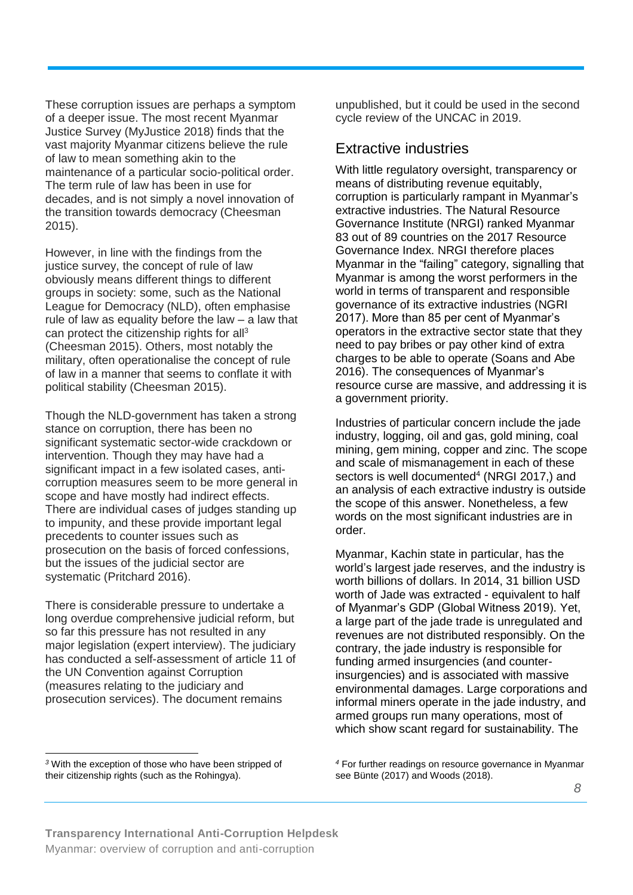These corruption issues are perhaps a symptom of a deeper issue. The most recent Myanmar Justice Survey (MyJustice 2018) finds that the vast majority Myanmar citizens believe the rule of law to mean something akin to the maintenance of a particular socio-political order. The term rule of law has been in use for decades, and is not simply a novel innovation of the transition towards democracy (Cheesman 2015).

However, in line with the findings from the justice survey, the concept of rule of law obviously means different things to different groups in society: some, such as the National League for Democracy (NLD), often emphasise rule of law as equality before the law – a law that can protect the citizenship rights for all[3] (Cheesman 2015). Others, most notably the military, often operationalise the concept of rule of law in a manner that seems to conflate it with political stability (Cheesman 2015).

Though the NLD-government has taken a strong stance on corruption, there has been no significant systematic sector-wide crackdown or intervention. Though they may have had a significant impact in a few isolated cases, anti-corruption measures seem to be more general in scope and have mostly had indirect effects. There are individual cases of judges standing up to impunity, and these provide important legal precedents to counter issues such as prosecution on the basis of forced confessions, but the issues of the judicial sector are systematic (Pritchard 2016).

There is considerable pressure to undertake a long overdue comprehensive judicial reform, but so far this pressure has not resulted in any major legislation (expert interview). The judiciary has conducted a self-assessment of article 11 of the UN Convention against Corruption (measures relating to the judiciary and prosecution services). The document remains unpublished, but it could be used in the second cycle review of the UNCAC in 2019.

## Extractive industries

With little regulatory oversight, transparency or means of distributing revenue equitably, corruption is particularly rampant in Myanmar's extractive industries. The Natural Resource Governance Institute (NRGI) ranked Myanmar 83 out of 89 countries on the 2017 Resource Governance Index. NRGI therefore places Myanmar in the "failing" category, signalling that Myanmar is among the worst performers in the world in terms of transparent and responsible governance of its extractive industries (NGRI 2017). More than 85 per cent of Myanmar's operators in the extractive sector state that they need to pay bribes or pay other kind of extra charges to be able to operate (Soans and Abe 2016). The consequences of Myanmar's resource curse are massive, and addressing it is a government priority.

Industries of particular concern include the jade industry, logging, oil and gas, gold mining, coal mining, gem mining, copper and zinc. The scope and scale of mismanagement in each of these sectors is well documented[4] (NRGI 2017,) and an analysis of each extractive industry is outside the scope of this answer. Nonetheless, a few words on the most significant industries are in order.

Myanmar, Kachin state in particular, has the world's largest jade reserves, and the industry is worth billions of dollars. In 2014, 31 billion USD worth of Jade was extracted - equivalent to half of Myanmar's GDP (Global Witness 2019). Yet, a large part of the jade trade is unregulated and revenues are not distributed responsibly. On the contrary, the jade industry is responsible for funding armed insurgencies (and counter-insurgencies) and is associated with massive environmental damages. Large corporations and informal miners operate in the jade industry, and armed groups run many operations, most of which show scant regard for sustainability. The

---

[3] With the exception of those who have been stripped of their citizenship rights (such as the Rohingya).

[4] For further readings on resource governance in Myanmar see Bünte (2017) and Woods (2018).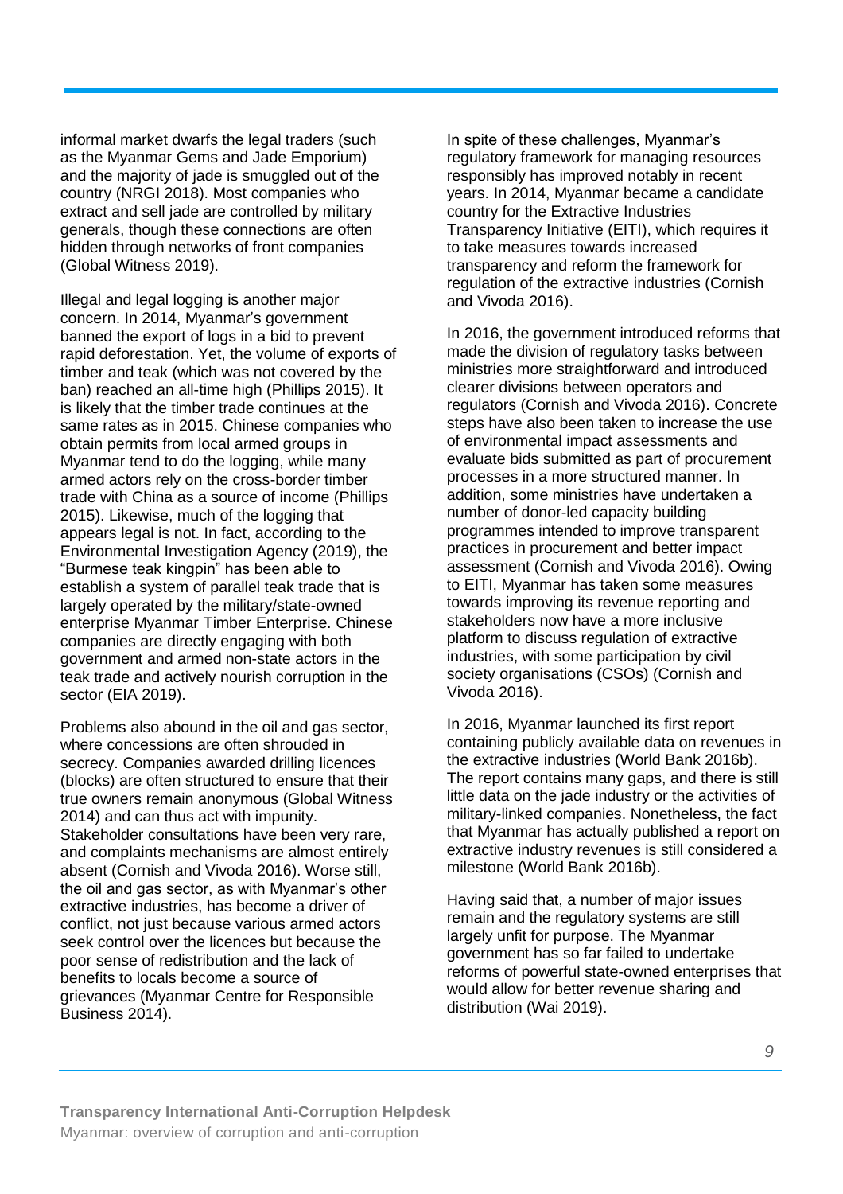informal market dwarfs the legal traders (such as the Myanmar Gems and Jade Emporium) and the majority of jade is smuggled out of the country (NRGI 2018). Most companies who extract and sell jade are controlled by military generals, though these connections are often hidden through networks of front companies (Global Witness 2019).

Illegal and legal logging is another major concern. In 2014, Myanmar's government banned the export of logs in a bid to prevent rapid deforestation. Yet, the volume of exports of timber and teak (which was not covered by the ban) reached an all-time high (Phillips 2015). It is likely that the timber trade continues at the same rates as in 2015. Chinese companies who obtain permits from local armed groups in Myanmar tend to do the logging, while many armed actors rely on the cross-border timber trade with China as a source of income (Phillips 2015). Likewise, much of the logging that appears legal is not. In fact, according to the Environmental Investigation Agency (2019), the "Burmese teak kingpin" has been able to establish a system of parallel teak trade that is largely operated by the military/state-owned enterprise Myanmar Timber Enterprise. Chinese companies are directly engaging with both government and armed non-state actors in the teak trade and actively nourish corruption in the sector (EIA 2019).

Problems also abound in the oil and gas sector, where concessions are often shrouded in secrecy. Companies awarded drilling licences (blocks) are often structured to ensure that their true owners remain anonymous (Global Witness 2014) and can thus act with impunity. Stakeholder consultations have been very rare, and complaints mechanisms are almost entirely absent (Cornish and Vivoda 2016). Worse still, the oil and gas sector, as with Myanmar's other extractive industries, has become a driver of conflict, not just because various armed actors seek control over the licences but because the poor sense of redistribution and the lack of benefits to locals become a source of grievances (Myanmar Centre for Responsible Business 2014).

In spite of these challenges, Myanmar's regulatory framework for managing resources responsibly has improved notably in recent years. In 2014, Myanmar became a candidate country for the Extractive Industries Transparency Initiative (EITI), which requires it to take measures towards increased transparency and reform the framework for regulation of the extractive industries (Cornish and Vivoda 2016).

In 2016, the government introduced reforms that made the division of regulatory tasks between ministries more straightforward and introduced clearer divisions between operators and regulators (Cornish and Vivoda 2016). Concrete steps have also been taken to increase the use of environmental impact assessments and evaluate bids submitted as part of procurement processes in a more structured manner. In addition, some ministries have undertaken a number of donor-led capacity building programmes intended to improve transparent practices in procurement and better impact assessment (Cornish and Vivoda 2016). Owing to EITI, Myanmar has taken some measures towards improving its revenue reporting and stakeholders now have a more inclusive platform to discuss regulation of extractive industries, with some participation by civil society organisations (CSOs) (Cornish and Vivoda 2016).

In 2016, Myanmar launched its first report containing publicly available data on revenues in the extractive industries (World Bank 2016b). The report contains many gaps, and there is still little data on the jade industry or the activities of military-linked companies. Nonetheless, the fact that Myanmar has actually published a report on extractive industry revenues is still considered a milestone (World Bank 2016b).

Having said that, a number of major issues remain and the regulatory systems are still largely unfit for purpose. The Myanmar government has so far failed to undertake reforms of powerful state-owned enterprises that would allow for better revenue sharing and distribution (Wai 2019).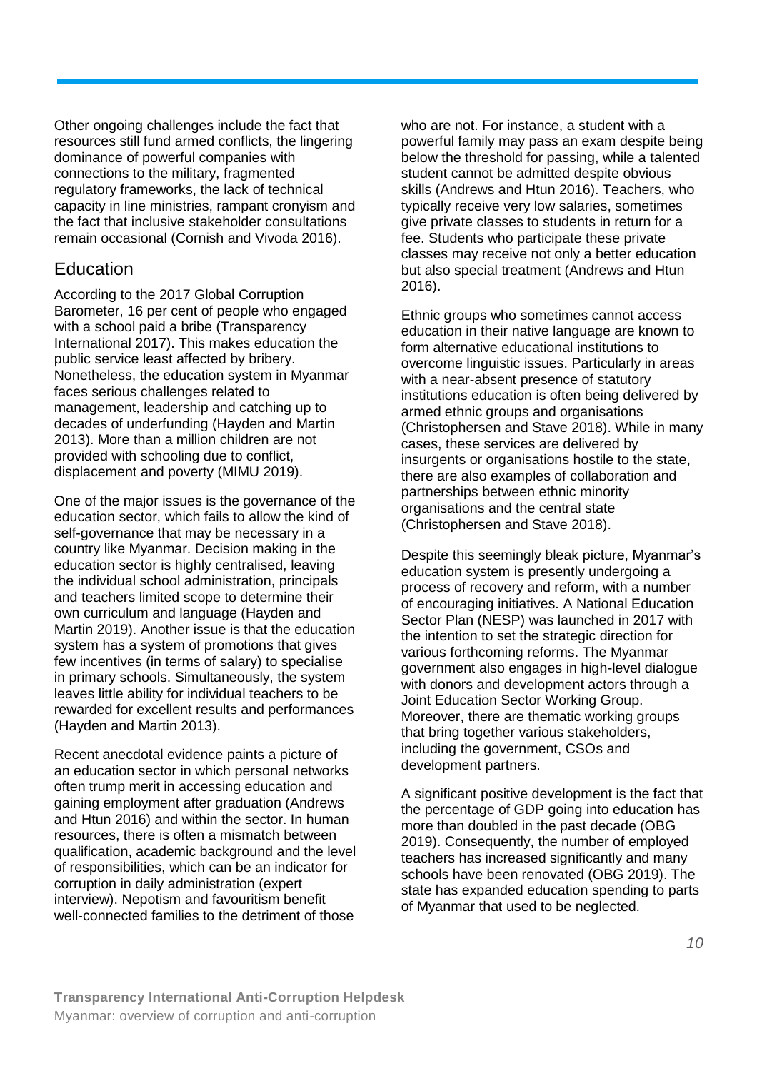Other ongoing challenges include the fact that resources still fund armed conflicts, the lingering dominance of powerful companies with connections to the military, fragmented regulatory frameworks, the lack of technical capacity in line ministries, rampant cronyism and the fact that inclusive stakeholder consultations remain occasional (Cornish and Vivoda 2016).

## Education

According to the 2017 Global Corruption Barometer, 16 per cent of people who engaged with a school paid a bribe (Transparency International 2017). This makes education the public service least affected by bribery. Nonetheless, the education system in Myanmar faces serious challenges related to management, leadership and catching up to decades of underfunding (Hayden and Martin 2013). More than a million children are not provided with schooling due to conflict, displacement and poverty (MIMU 2019).

One of the major issues is the governance of the education sector, which fails to allow the kind of self-governance that may be necessary in a country like Myanmar. Decision making in the education sector is highly centralised, leaving the individual school administration, principals and teachers limited scope to determine their own curriculum and language (Hayden and Martin 2019). Another issue is that the education system has a system of promotions that gives few incentives (in terms of salary) to specialise in primary schools. Simultaneously, the system leaves little ability for individual teachers to be rewarded for excellent results and performances (Hayden and Martin 2013).

Recent anecdotal evidence paints a picture of an education sector in which personal networks often trump merit in accessing education and gaining employment after graduation (Andrews and Htun 2016) and within the sector. In human resources, there is often a mismatch between qualification, academic background and the level of responsibilities, which can be an indicator for corruption in daily administration (expert interview). Nepotism and favouritism benefit well-connected families to the detriment of those who are not. For instance, a student with a powerful family may pass an exam despite being below the threshold for passing, while a talented student cannot be admitted despite obvious skills (Andrews and Htun 2016). Teachers, who typically receive very low salaries, sometimes give private classes to students in return for a fee. Students who participate these private classes may receive not only a better education but also special treatment (Andrews and Htun 2016).

Ethnic groups who sometimes cannot access education in their native language are known to form alternative educational institutions to overcome linguistic issues. Particularly in areas with a near-absent presence of statutory institutions education is often being delivered by armed ethnic groups and organisations (Christophersen and Stave 2018). While in many cases, these services are delivered by insurgents or organisations hostile to the state, there are also examples of collaboration and partnerships between ethnic minority organisations and the central state (Christophersen and Stave 2018).

Despite this seemingly bleak picture, Myanmar's education system is presently undergoing a process of recovery and reform, with a number of encouraging initiatives. A National Education Sector Plan (NESP) was launched in 2017 with the intention to set the strategic direction for various forthcoming reforms. The Myanmar government also engages in high-level dialogue with donors and development actors through a Joint Education Sector Working Group. Moreover, there are thematic working groups that bring together various stakeholders, including the government, CSOs and development partners.

A significant positive development is the fact that the percentage of GDP going into education has more than doubled in the past decade (OBG 2019). Consequently, the number of employed teachers has increased significantly and many schools have been renovated (OBG 2019). The state has expanded education spending to parts of Myanmar that used to be neglected.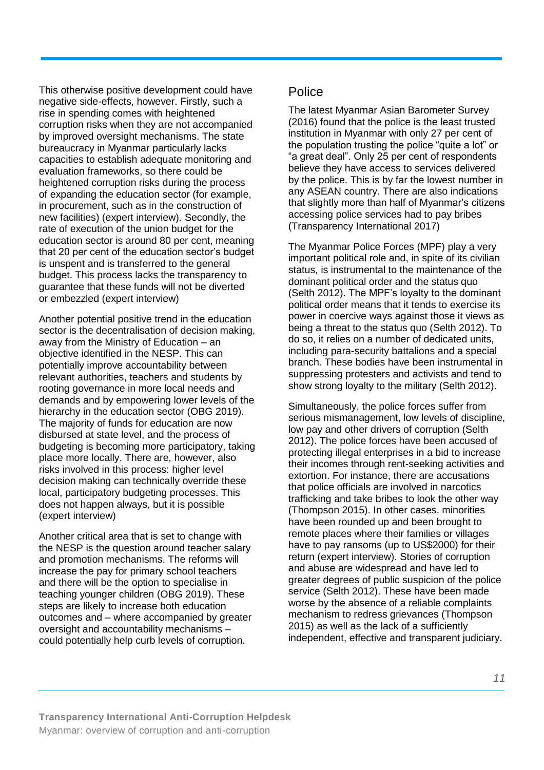This otherwise positive development could have negative side-effects, however. Firstly, such a rise in spending comes with heightened corruption risks when they are not accompanied by improved oversight mechanisms. The state bureaucracy in Myanmar particularly lacks capacities to establish adequate monitoring and evaluation frameworks, so there could be heightened corruption risks during the process of expanding the education sector (for example, in procurement, such as in the construction of new facilities) (expert interview). Secondly, the rate of execution of the union budget for the education sector is around 80 per cent, meaning that 20 per cent of the education sector's budget is unspent and is transferred to the general budget. This process lacks the transparency to guarantee that these funds will not be diverted or embezzled (expert interview)

Another potential positive trend in the education sector is the decentralisation of decision making, away from the Ministry of Education – an objective identified in the NESP. This can potentially improve accountability between relevant authorities, teachers and students by rooting governance in more local needs and demands and by empowering lower levels of the hierarchy in the education sector (OBG 2019). The majority of funds for education are now disbursed at state level, and the process of budgeting is becoming more participatory, taking place more locally. There are, however, also risks involved in this process: higher level decision making can technically override these local, participatory budgeting processes. This does not happen always, but it is possible (expert interview)

Another critical area that is set to change with the NESP is the question around teacher salary and promotion mechanisms. The reforms will increase the pay for primary school teachers and there will be the option to specialise in teaching younger children (OBG 2019). These steps are likely to increase both education outcomes and – where accompanied by greater oversight and accountability mechanisms – could potentially help curb levels of corruption.

## Police

The latest Myanmar Asian Barometer Survey (2016) found that the police is the least trusted institution in Myanmar with only 27 per cent of the population trusting the police "quite a lot" or "a great deal". Only 25 per cent of respondents believe they have access to services delivered by the police. This is by far the lowest number in any ASEAN country. There are also indications that slightly more than half of Myanmar's citizens accessing police services had to pay bribes (Transparency International 2017)

The Myanmar Police Forces (MPF) play a very important political role and, in spite of its civilian status, is instrumental to the maintenance of the dominant political order and the status quo (Selth 2012). The MPF's loyalty to the dominant political order means that it tends to exercise its power in coercive ways against those it views as being a threat to the status quo (Selth 2012). To do so, it relies on a number of dedicated units, including para-security battalions and a special branch. These bodies have been instrumental in suppressing protesters and activists and tend to show strong loyalty to the military (Selth 2012).

Simultaneously, the police forces suffer from serious mismanagement, low levels of discipline, low pay and other drivers of corruption (Selth 2012). The police forces have been accused of protecting illegal enterprises in a bid to increase their incomes through rent-seeking activities and extortion. For instance, there are accusations that police officials are involved in narcotics trafficking and take bribes to look the other way (Thompson 2015). In other cases, minorities have been rounded up and been brought to remote places where their families or villages have to pay ransoms (up to US$2000) for their return (expert interview). Stories of corruption and abuse are widespread and have led to greater degrees of public suspicion of the police service (Selth 2012). These have been made worse by the absence of a reliable complaints mechanism to redress grievances (Thompson 2015) as well as the lack of a sufficiently independent, effective and transparent judiciary.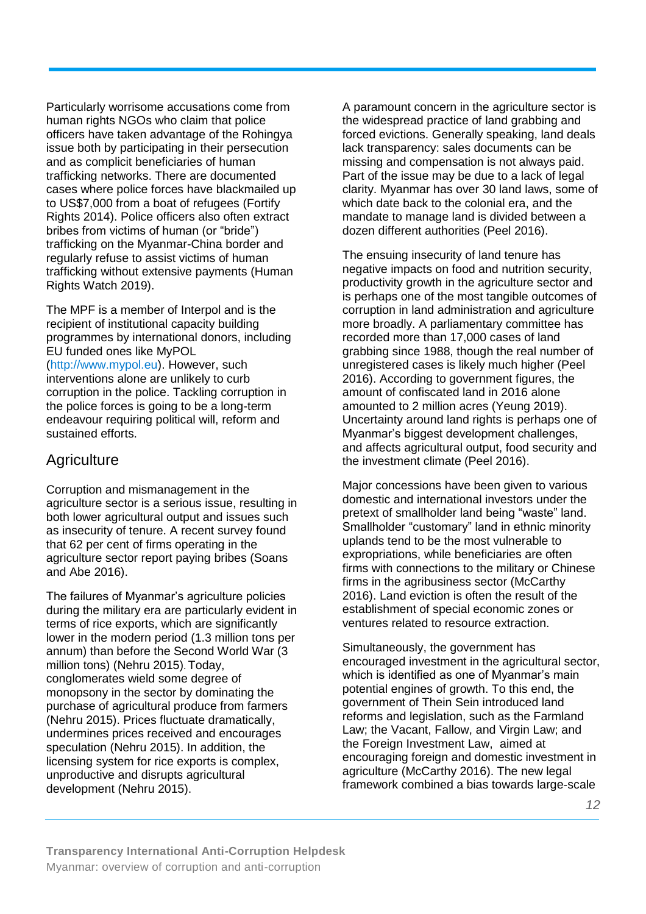Particularly worrisome accusations come from human rights NGOs who claim that police officers have taken advantage of the Rohingya issue both by participating in their persecution and as complicit beneficiaries of human trafficking networks. There are documented cases where police forces have blackmailed up to US$7,000 from a boat of refugees (Fortify Rights 2014). Police officers also often extract bribes from victims of human (or "bride") trafficking on the Myanmar-China border and regularly refuse to assist victims of human trafficking without extensive payments (Human Rights Watch 2019).

The MPF is a member of Interpol and is the recipient of institutional capacity building programmes by international donors, including EU funded ones like MyPOL (http://www.mypol.eu). However, such interventions alone are unlikely to curb corruption in the police. Tackling corruption in the police forces is going to be a long-term endeavour requiring political will, reform and sustained efforts.

## Agriculture

Corruption and mismanagement in the agriculture sector is a serious issue, resulting in both lower agricultural output and issues such as insecurity of tenure. A recent survey found that 62 per cent of firms operating in the agriculture sector report paying bribes (Soans and Abe 2016).

The failures of Myanmar's agriculture policies during the military era are particularly evident in terms of rice exports, which are significantly lower in the modern period (1.3 million tons per annum) than before the Second World War (3 million tons) (Nehru 2015). Today, conglomerates wield some degree of monopsony in the sector by dominating the purchase of agricultural produce from farmers (Nehru 2015). Prices fluctuate dramatically, undermines prices received and encourages speculation (Nehru 2015). In addition, the licensing system for rice exports is complex, unproductive and disrupts agricultural development (Nehru 2015).

A paramount concern in the agriculture sector is the widespread practice of land grabbing and forced evictions. Generally speaking, land deals lack transparency: sales documents can be missing and compensation is not always paid. Part of the issue may be due to a lack of legal clarity. Myanmar has over 30 land laws, some of which date back to the colonial era, and the mandate to manage land is divided between a dozen different authorities (Peel 2016).

The ensuing insecurity of land tenure has negative impacts on food and nutrition security, productivity growth in the agriculture sector and is perhaps one of the most tangible outcomes of corruption in land administration and agriculture more broadly. A parliamentary committee has recorded more than 17,000 cases of land grabbing since 1988, though the real number of unregistered cases is likely much higher (Peel 2016). According to government figures, the amount of confiscated land in 2016 alone amounted to 2 million acres (Yeung 2019). Uncertainty around land rights is perhaps one of Myanmar's biggest development challenges, and affects agricultural output, food security and the investment climate (Peel 2016).

Major concessions have been given to various domestic and international investors under the pretext of smallholder land being "waste" land. Smallholder "customary" land in ethnic minority uplands tend to be the most vulnerable to expropriations, while beneficiaries are often firms with connections to the military or Chinese firms in the agribusiness sector (McCarthy 2016). Land eviction is often the result of the establishment of special economic zones or ventures related to resource extraction.

Simultaneously, the government has encouraged investment in the agricultural sector, which is identified as one of Myanmar's main potential engines of growth. To this end, the government of Thein Sein introduced land reforms and legislation, such as the Farmland Law; the Vacant, Fallow, and Virgin Law; and the Foreign Investment Law, aimed at encouraging foreign and domestic investment in agriculture (McCarthy 2016). The new legal framework combined a bias towards large-scale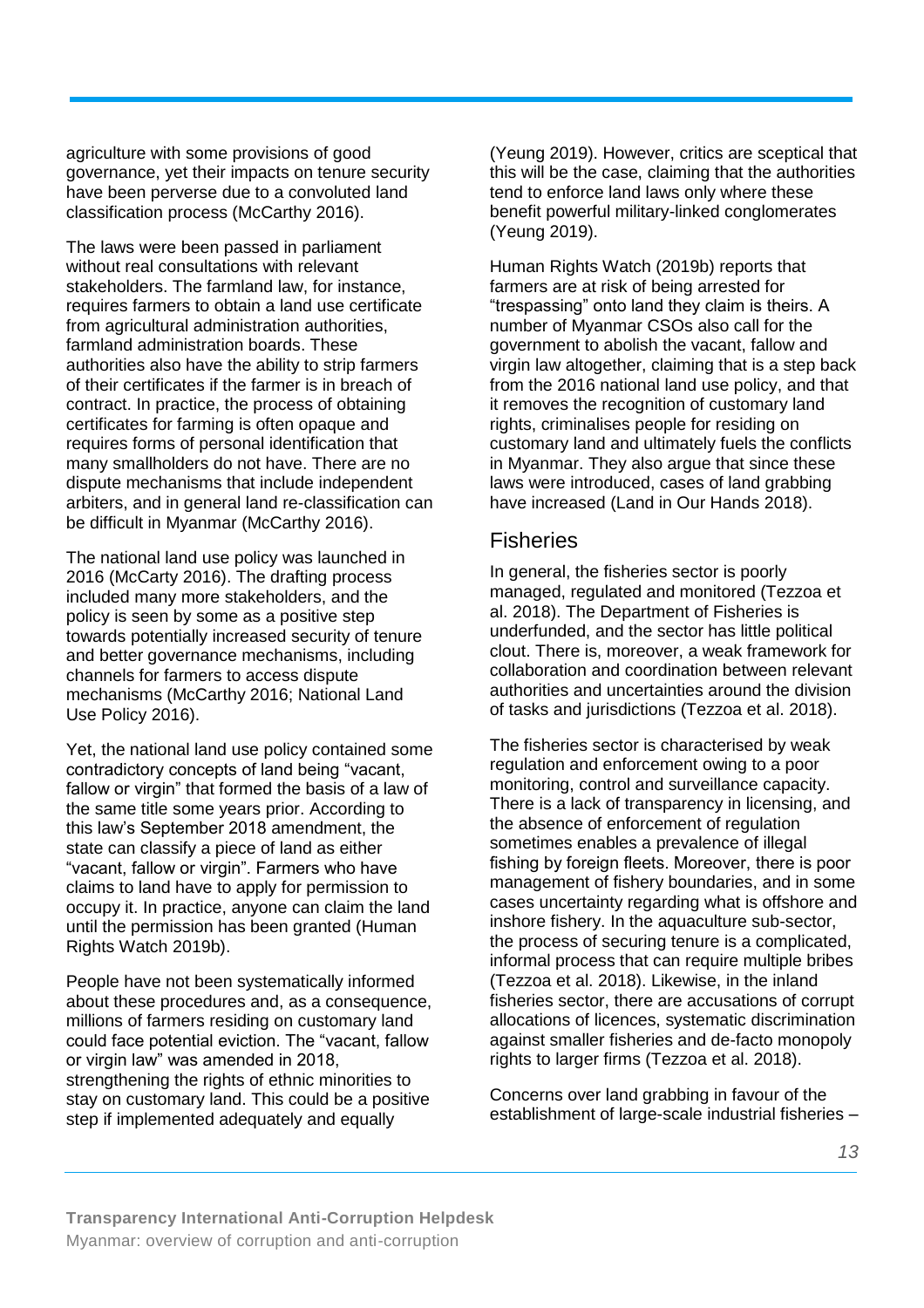agriculture with some provisions of good governance, yet their impacts on tenure security have been perverse due to a convoluted land classification process (McCarthy 2016).

The laws were been passed in parliament without real consultations with relevant stakeholders. The farmland law, for instance, requires farmers to obtain a land use certificate from agricultural administration authorities, farmland administration boards. These authorities also have the ability to strip farmers of their certificates if the farmer is in breach of contract. In practice, the process of obtaining certificates for farming is often opaque and requires forms of personal identification that many smallholders do not have. There are no dispute mechanisms that include independent arbiters, and in general land re-classification can be difficult in Myanmar (McCarthy 2016).

The national land use policy was launched in 2016 (McCarty 2016). The drafting process included many more stakeholders, and the policy is seen by some as a positive step towards potentially increased security of tenure and better governance mechanisms, including channels for farmers to access dispute mechanisms (McCarthy 2016; National Land Use Policy 2016).

Yet, the national land use policy contained some contradictory concepts of land being "vacant, fallow or virgin" that formed the basis of a law of the same title some years prior. According to this law's September 2018 amendment, the state can classify a piece of land as either "vacant, fallow or virgin". Farmers who have claims to land have to apply for permission to occupy it. In practice, anyone can claim the land until the permission has been granted (Human Rights Watch 2019b).

People have not been systematically informed about these procedures and, as a consequence, millions of farmers residing on customary land could face potential eviction. The "vacant, fallow or virgin law" was amended in 2018, strengthening the rights of ethnic minorities to stay on customary land. This could be a positive step if implemented adequately and equally (Yeung 2019). However, critics are sceptical that this will be the case, claiming that the authorities tend to enforce land laws only where these benefit powerful military-linked conglomerates (Yeung 2019).

Human Rights Watch (2019b) reports that farmers are at risk of being arrested for "trespassing" onto land they claim is theirs. A number of Myanmar CSOs also call for the government to abolish the vacant, fallow and virgin law altogether, claiming that is a step back from the 2016 national land use policy, and that it removes the recognition of customary land rights, criminalises people for residing on customary land and ultimately fuels the conflicts in Myanmar. They also argue that since these laws were introduced, cases of land grabbing have increased (Land in Our Hands 2018).

## Fisheries

In general, the fisheries sector is poorly managed, regulated and monitored (Tezzoa et al. 2018). The Department of Fisheries is underfunded, and the sector has little political clout. There is, moreover, a weak framework for collaboration and coordination between relevant authorities and uncertainties around the division of tasks and jurisdictions (Tezzoa et al. 2018).

The fisheries sector is characterised by weak regulation and enforcement owing to a poor monitoring, control and surveillance capacity. There is a lack of transparency in licensing, and the absence of enforcement of regulation sometimes enables a prevalence of illegal fishing by foreign fleets. Moreover, there is poor management of fishery boundaries, and in some cases uncertainty regarding what is offshore and inshore fishery. In the aquaculture sub-sector, the process of securing tenure is a complicated, informal process that can require multiple bribes (Tezzoa et al. 2018). Likewise, in the inland fisheries sector, there are accusations of corrupt allocations of licences, systematic discrimination against smaller fisheries and de-facto monopoly rights to larger firms (Tezzoa et al. 2018).

Concerns over land grabbing in favour of the establishment of large-scale industrial fisheries –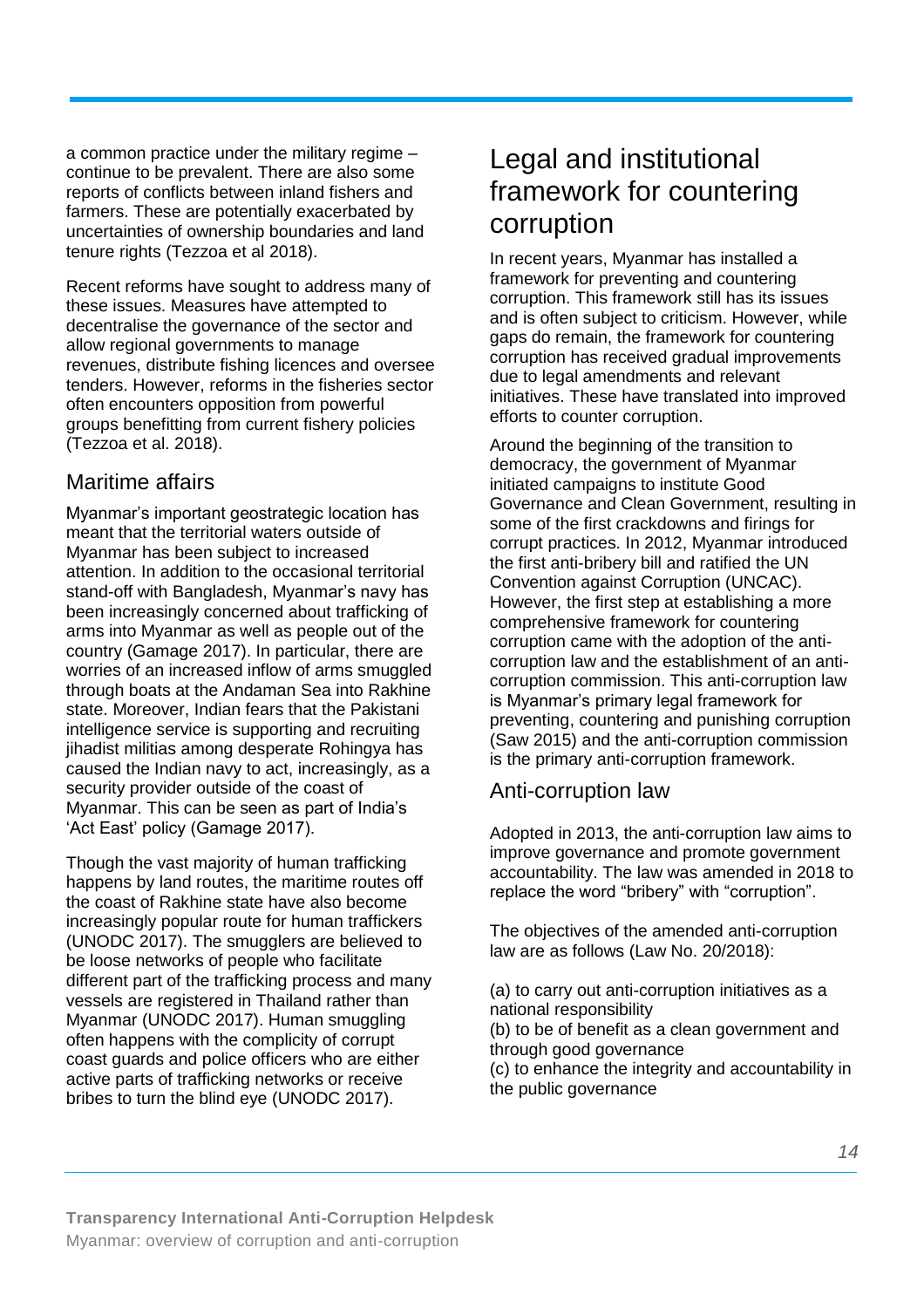a common practice under the military regime – continue to be prevalent. There are also some reports of conflicts between inland fishers and farmers. These are potentially exacerbated by uncertainties of ownership boundaries and land tenure rights (Tezzoa et al 2018).

Recent reforms have sought to address many of these issues. Measures have attempted to decentralise the governance of the sector and allow regional governments to manage revenues, distribute fishing licences and oversee tenders. However, reforms in the fisheries sector often encounters opposition from powerful groups benefitting from current fishery policies (Tezzoa et al. 2018).

### Maritime affairs

Myanmar's important geostrategic location has meant that the territorial waters outside of Myanmar has been subject to increased attention. In addition to the occasional territorial stand-off with Bangladesh, Myanmar's navy has been increasingly concerned about trafficking of arms into Myanmar as well as people out of the country (Gamage 2017). In particular, there are worries of an increased inflow of arms smuggled through boats at the Andaman Sea into Rakhine state. Moreover, Indian fears that the Pakistani intelligence service is supporting and recruiting jihadist militias among desperate Rohingya has caused the Indian navy to act, increasingly, as a security provider outside of the coast of Myanmar. This can be seen as part of India's 'Act East' policy (Gamage 2017).

Though the vast majority of human trafficking happens by land routes, the maritime routes off the coast of Rakhine state have also become increasingly popular route for human traffickers (UNODC 2017). The smugglers are believed to be loose networks of people who facilitate different part of the trafficking process and many vessels are registered in Thailand rather than Myanmar (UNODC 2017). Human smuggling often happens with the complicity of corrupt coast guards and police officers who are either active parts of trafficking networks or receive bribes to turn the blind eye (UNODC 2017).

## Legal and institutional framework for countering corruption

In recent years, Myanmar has installed a framework for preventing and countering corruption. This framework still has its issues and is often subject to criticism. However, while gaps do remain, the framework for countering corruption has received gradual improvements due to legal amendments and relevant initiatives. These have translated into improved efforts to counter corruption.

Around the beginning of the transition to democracy, the government of Myanmar initiated campaigns to institute Good Governance and Clean Government, resulting in some of the first crackdowns and firings for corrupt practices. In 2012, Myanmar introduced the first anti-bribery bill and ratified the UN Convention against Corruption (UNCAC). However, the first step at establishing a more comprehensive framework for countering corruption came with the adoption of the anti-corruption law and the establishment of an anti-corruption commission. This anti-corruption law is Myanmar's primary legal framework for preventing, countering and punishing corruption (Saw 2015) and the anti-corruption commission is the primary anti-corruption framework.

### Anti-corruption law

Adopted in 2013, the anti-corruption law aims to improve governance and promote government accountability. The law was amended in 2018 to replace the word "bribery" with "corruption".

The objectives of the amended anti-corruption law are as follows (Law No. 20/2018):

(a) to carry out anti-corruption initiatives as a national responsibility  
(b) to be of benefit as a clean government and through good governance  
(c) to enhance the integrity and accountability in the public governance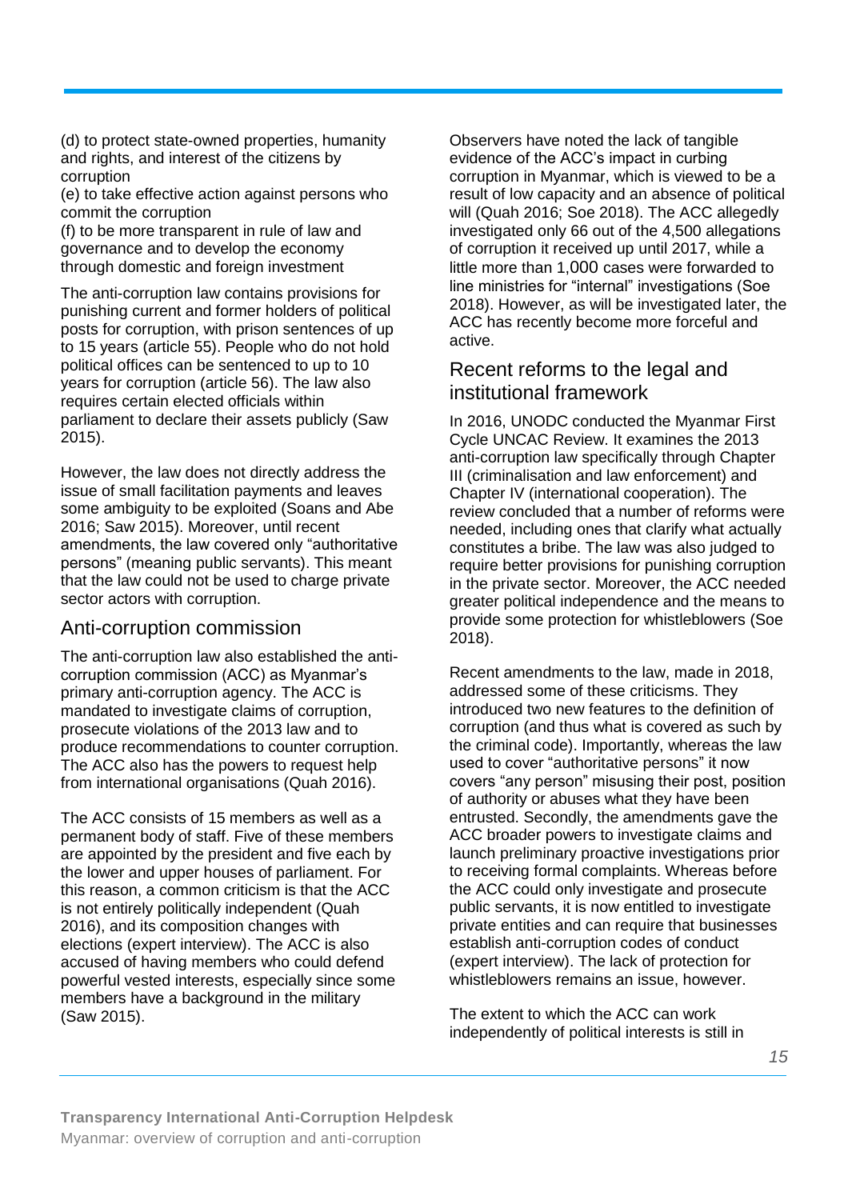(d) to protect state-owned properties, humanity and rights, and interest of the citizens by corruption
(e) to take effective action against persons who commit the corruption
(f) to be more transparent in rule of law and governance and to develop the economy through domestic and foreign investment

The anti-corruption law contains provisions for punishing current and former holders of political posts for corruption, with prison sentences of up to 15 years (article 55). People who do not hold political offices can be sentenced to up to 10 years for corruption (article 56). The law also requires certain elected officials within parliament to declare their assets publicly (Saw 2015).

However, the law does not directly address the issue of small facilitation payments and leaves some ambiguity to be exploited (Soans and Abe 2016; Saw 2015). Moreover, until recent amendments, the law covered only "authoritative persons" (meaning public servants). This meant that the law could not be used to charge private sector actors with corruption.

## Anti-corruption commission

The anti-corruption law also established the anti-corruption commission (ACC) as Myanmar's primary anti-corruption agency. The ACC is mandated to investigate claims of corruption, prosecute violations of the 2013 law and to produce recommendations to counter corruption. The ACC also has the powers to request help from international organisations (Quah 2016).

The ACC consists of 15 members as well as a permanent body of staff. Five of these members are appointed by the president and five each by the lower and upper houses of parliament. For this reason, a common criticism is that the ACC is not entirely politically independent (Quah 2016), and its composition changes with elections (expert interview). The ACC is also accused of having members who could defend powerful vested interests, especially since some members have a background in the military (Saw 2015).

Observers have noted the lack of tangible evidence of the ACC's impact in curbing corruption in Myanmar, which is viewed to be a result of low capacity and an absence of political will (Quah 2016; Soe 2018). The ACC allegedly investigated only 66 out of the 4,500 allegations of corruption it received up until 2017, while a little more than 1,000 cases were forwarded to line ministries for "internal" investigations (Soe 2018). However, as will be investigated later, the ACC has recently become more forceful and active.

## Recent reforms to the legal and institutional framework

In 2016, UNODC conducted the Myanmar First Cycle UNCAC Review. It examines the 2013 anti-corruption law specifically through Chapter III (criminalisation and law enforcement) and Chapter IV (international cooperation). The review concluded that a number of reforms were needed, including ones that clarify what actually constitutes a bribe. The law was also judged to require better provisions for punishing corruption in the private sector. Moreover, the ACC needed greater political independence and the means to provide some protection for whistleblowers (Soe 2018).

Recent amendments to the law, made in 2018, addressed some of these criticisms. They introduced two new features to the definition of corruption (and thus what is covered as such by the criminal code). Importantly, whereas the law used to cover "authoritative persons" it now covers "any person" misusing their post, position of authority or abuses what they have been entrusted. Secondly, the amendments gave the ACC broader powers to investigate claims and launch preliminary proactive investigations prior to receiving formal complaints. Whereas before the ACC could only investigate and prosecute public servants, it is now entitled to investigate private entities and can require that businesses establish anti-corruption codes of conduct (expert interview). The lack of protection for whistleblowers remains an issue, however.

The extent to which the ACC can work independently of political interests is still in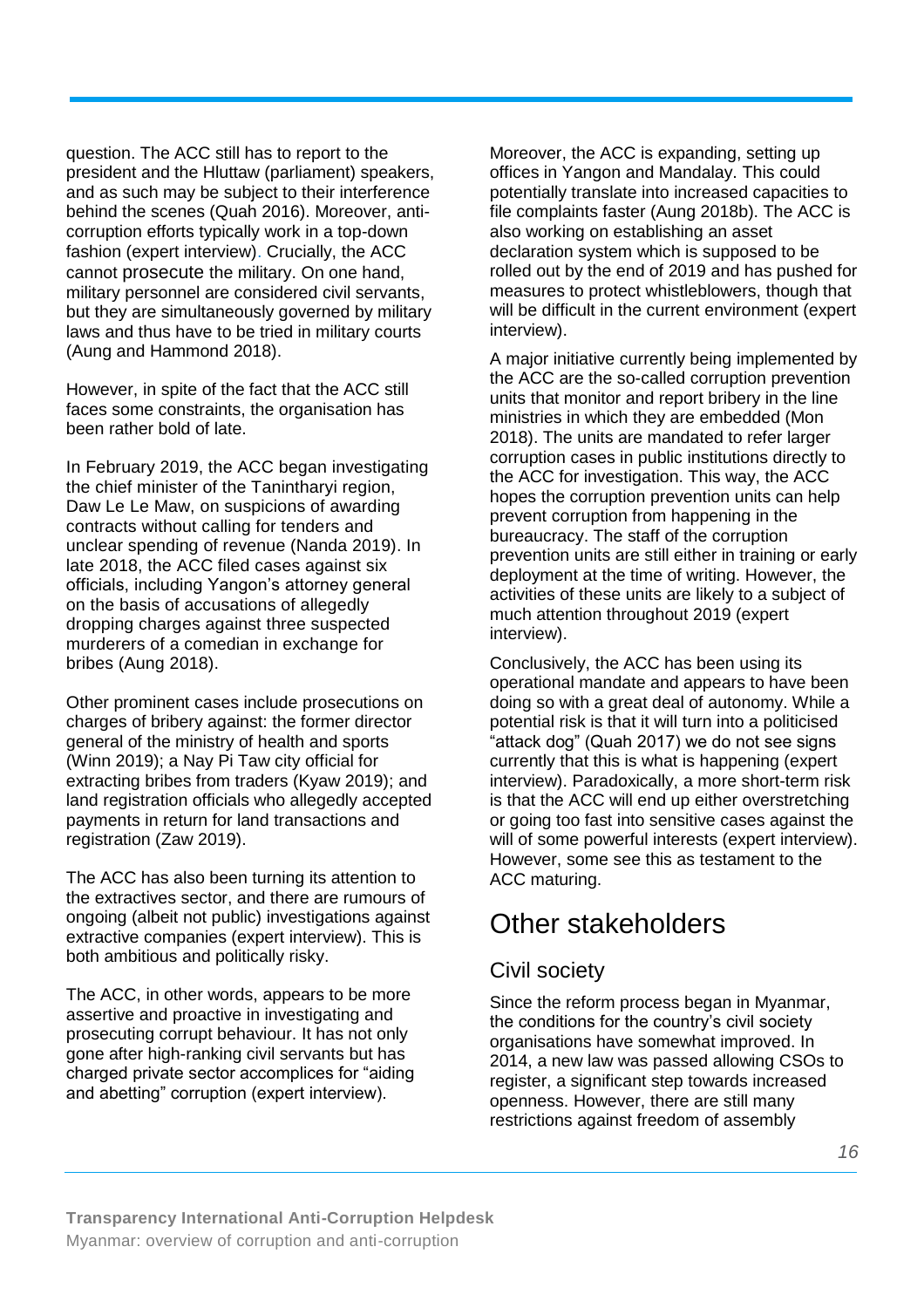question. The ACC still has to report to the president and the Hluttaw (parliament) speakers, and as such may be subject to their interference behind the scenes (Quah 2016). Moreover, anti-corruption efforts typically work in a top-down fashion (expert interview). Crucially, the ACC cannot prosecute the military. On one hand, military personnel are considered civil servants, but they are simultaneously governed by military laws and thus have to be tried in military courts (Aung and Hammond 2018).

However, in spite of the fact that the ACC still faces some constraints, the organisation has been rather bold of late.

In February 2019, the ACC began investigating the chief minister of the Tanintharyi region, Daw Le Le Maw, on suspicions of awarding contracts without calling for tenders and unclear spending of revenue (Nanda 2019). In late 2018, the ACC filed cases against six officials, including Yangon's attorney general on the basis of accusations of allegedly dropping charges against three suspected murderers of a comedian in exchange for bribes (Aung 2018).

Other prominent cases include prosecutions on charges of bribery against: the former director general of the ministry of health and sports (Winn 2019); a Nay Pi Taw city official for extracting bribes from traders (Kyaw 2019); and land registration officials who allegedly accepted payments in return for land transactions and registration (Zaw 2019).

The ACC has also been turning its attention to the extractives sector, and there are rumours of ongoing (albeit not public) investigations against extractive companies (expert interview). This is both ambitious and politically risky.

The ACC, in other words, appears to be more assertive and proactive in investigating and prosecuting corrupt behaviour. It has not only gone after high-ranking civil servants but has charged private sector accomplices for "aiding and abetting" corruption (expert interview).

Moreover, the ACC is expanding, setting up offices in Yangon and Mandalay. This could potentially translate into increased capacities to file complaints faster (Aung 2018b). The ACC is also working on establishing an asset declaration system which is supposed to be rolled out by the end of 2019 and has pushed for measures to protect whistleblowers, though that will be difficult in the current environment (expert interview).

A major initiative currently being implemented by the ACC are the so-called corruption prevention units that monitor and report bribery in the line ministries in which they are embedded (Mon 2018). The units are mandated to refer larger corruption cases in public institutions directly to the ACC for investigation. This way, the ACC hopes the corruption prevention units can help prevent corruption from happening in the bureaucracy. The staff of the corruption prevention units are still either in training or early deployment at the time of writing. However, the activities of these units are likely to a subject of much attention throughout 2019 (expert interview).

Conclusively, the ACC has been using its operational mandate and appears to have been doing so with a great deal of autonomy. While a potential risk is that it will turn into a politicised "attack dog" (Quah 2017) we do not see signs currently that this is what is happening (expert interview). Paradoxically, a more short-term risk is that the ACC will end up either overstretching or going too fast into sensitive cases against the will of some powerful interests (expert interview). However, some see this as testament to the ACC maturing.

# Other stakeholders

## Civil society

Since the reform process began in Myanmar, the conditions for the country's civil society organisations have somewhat improved. In 2014, a new law was passed allowing CSOs to register, a significant step towards increased openness. However, there are still many restrictions against freedom of assembly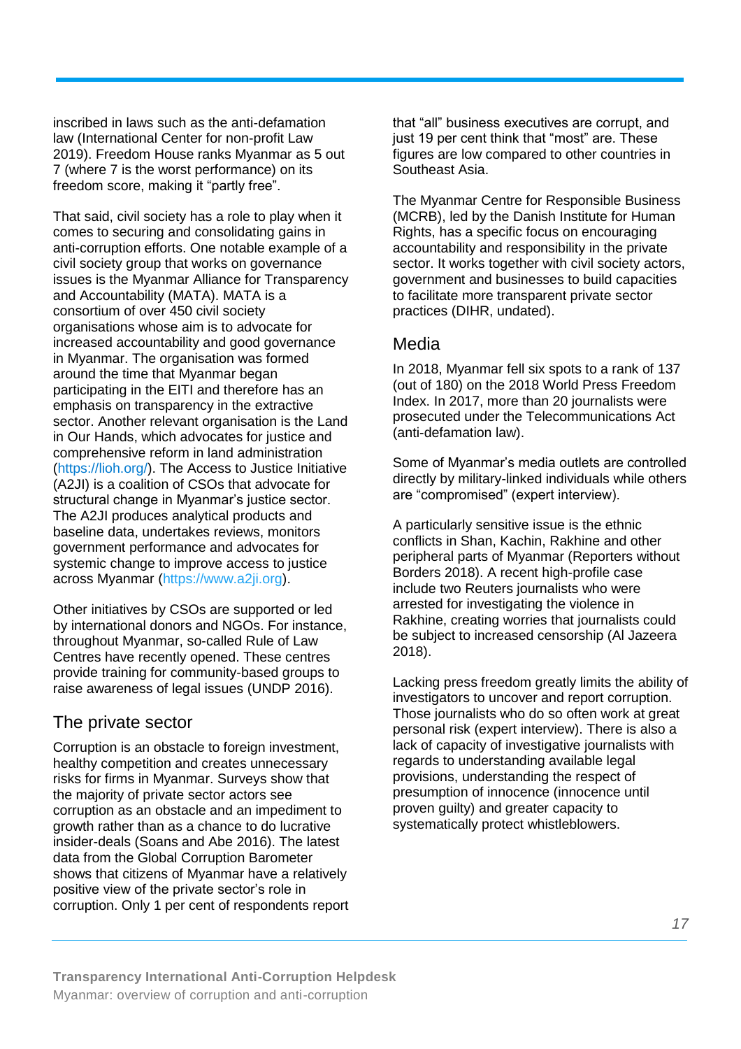inscribed in laws such as the anti-defamation law (International Center for non-profit Law 2019). Freedom House ranks Myanmar as 5 out 7 (where 7 is the worst performance) on its freedom score, making it "partly free".

That said, civil society has a role to play when it comes to securing and consolidating gains in anti-corruption efforts. One notable example of a civil society group that works on governance issues is the Myanmar Alliance for Transparency and Accountability (MATA). MATA is a consortium of over 450 civil society organisations whose aim is to advocate for increased accountability and good governance in Myanmar. The organisation was formed around the time that Myanmar began participating in the EITI and therefore has an emphasis on transparency in the extractive sector. Another relevant organisation is the Land in Our Hands, which advocates for justice and comprehensive reform in land administration (https://lioh.org/). The Access to Justice Initiative (A2JI) is a coalition of CSOs that advocate for structural change in Myanmar's justice sector. The A2JI produces analytical products and baseline data, undertakes reviews, monitors government performance and advocates for systemic change to improve access to justice across Myanmar (https://www.a2ji.org).

Other initiatives by CSOs are supported or led by international donors and NGOs. For instance, throughout Myanmar, so-called Rule of Law Centres have recently opened. These centres provide training for community-based groups to raise awareness of legal issues (UNDP 2016).

## The private sector

Corruption is an obstacle to foreign investment, healthy competition and creates unnecessary risks for firms in Myanmar. Surveys show that the majority of private sector actors see corruption as an obstacle and an impediment to growth rather than as a chance to do lucrative insider-deals (Soans and Abe 2016). The latest data from the Global Corruption Barometer shows that citizens of Myanmar have a relatively positive view of the private sector's role in corruption. Only 1 per cent of respondents report that "all" business executives are corrupt, and just 19 per cent think that "most" are. These figures are low compared to other countries in Southeast Asia.

The Myanmar Centre for Responsible Business (MCRB), led by the Danish Institute for Human Rights, has a specific focus on encouraging accountability and responsibility in the private sector. It works together with civil society actors, government and businesses to build capacities to facilitate more transparent private sector practices (DIHR, undated).

## Media

In 2018, Myanmar fell six spots to a rank of 137 (out of 180) on the 2018 World Press Freedom Index. In 2017, more than 20 journalists were prosecuted under the Telecommunications Act (anti-defamation law).

Some of Myanmar's media outlets are controlled directly by military-linked individuals while others are "compromised" (expert interview).

A particularly sensitive issue is the ethnic conflicts in Shan, Kachin, Rakhine and other peripheral parts of Myanmar (Reporters without Borders 2018). A recent high-profile case include two Reuters journalists who were arrested for investigating the violence in Rakhine, creating worries that journalists could be subject to increased censorship (Al Jazeera 2018).

Lacking press freedom greatly limits the ability of investigators to uncover and report corruption. Those journalists who do so often work at great personal risk (expert interview). There is also a lack of capacity of investigative journalists with regards to understanding available legal provisions, understanding the respect of presumption of innocence (innocence until proven guilty) and greater capacity to systematically protect whistleblowers.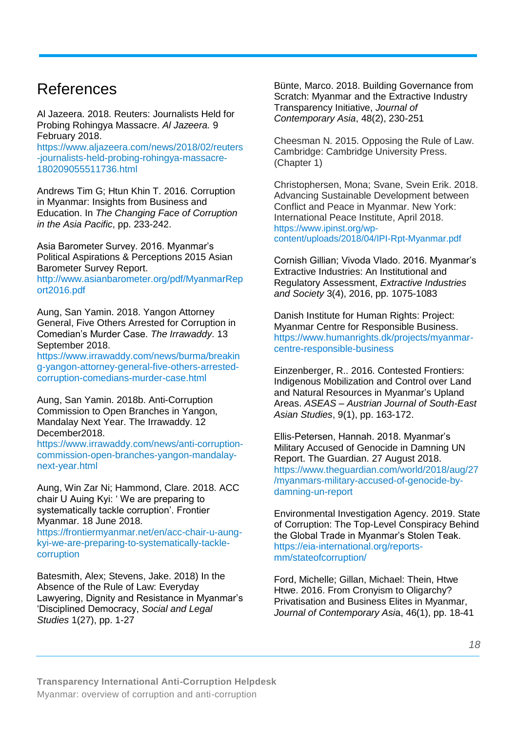# References

Al Jazeera. 2018. Reuters: Journalists Held for Probing Rohingya Massacre. *Al Jazeera.* 9 February 2018. https://www.aljazeera.com/news/2018/02/reuters-journalists-held-probing-rohingya-massacre-180209055511736.html

Andrews Tim G; Htun Khin T. 2016. Corruption in Myanmar: Insights from Business and Education. In *The Changing Face of Corruption in the Asia Pacific*, pp. 233-242.

Asia Barometer Survey. 2016. Myanmar's Political Aspirations & Perceptions 2015 Asian Barometer Survey Report. http://www.asianbarometer.org/pdf/MyanmarReport2016.pdf

Aung, San Yamin. 2018. Yangon Attorney General, Five Others Arrested for Corruption in Comedian's Murder Case. *The Irrawaddy.* 13 September 2018. https://www.irrawaddy.com/news/burma/breaking-yangon-attorney-general-five-others-arrested-corruption-comedians-murder-case.html

Aung, San Yamin. 2018b. Anti-Corruption Commission to Open Branches in Yangon, Mandalay Next Year. The Irrawaddy. 12 December2018. https://www.irrawaddy.com/news/anti-corruption-commission-open-branches-yangon-mandalay-next-year.html

Aung, Win Zar Ni; Hammond, Clare. 2018. ACC chair U Auing Kyi: ' We are preparing to systematically tackle corruption'. Frontier Myanmar. 18 June 2018. https://frontiermyanmar.net/en/acc-chair-u-aung-kyi-we-are-preparing-to-systematically-tackle-corruption

Batesmith, Alex; Stevens, Jake. 2018) In the Absence of the Rule of Law: Everyday Lawyering, Dignity and Resistance in Myanmar's 'Disciplined Democracy, *Social and Legal Studies* 1(27), pp. 1-27

Bünte, Marco. 2018. Building Governance from Scratch: Myanmar and the Extractive Industry Transparency Initiative, *Journal of Contemporary Asia*, 48(2), 230-251

Cheesman N. 2015. Opposing the Rule of Law. Cambridge: Cambridge University Press. (Chapter 1)

Christophersen, Mona; Svane, Svein Erik. 2018. Advancing Sustainable Development between Conflict and Peace in Myanmar. New York: International Peace Institute, April 2018. https://www.ipinst.org/wp-content/uploads/2018/04/IPI-Rpt-Myanmar.pdf

Cornish Gillian; Vivoda Vlado. 2016. Myanmar's Extractive Industries: An Institutional and Regulatory Assessment, *Extractive Industries and Society* 3(4), 2016, pp. 1075-1083

Danish Institute for Human Rights: Project: Myanmar Centre for Responsible Business. https://www.humanrights.dk/projects/myanmar-centre-responsible-business

Einzenberger, R.. 2016. Contested Frontiers: Indigenous Mobilization and Control over Land and Natural Resources in Myanmar's Upland Areas. *ASEAS – Austrian Journal of South-East Asian Studies*, 9(1), pp. 163-172.

Ellis-Petersen, Hannah. 2018. Myanmar's Military Accused of Genocide in Damning UN Report. The Guardian. 27 August 2018. https://www.theguardian.com/world/2018/aug/27/myanmars-military-accused-of-genocide-by-damning-un-report

Environmental Investigation Agency. 2019. State of Corruption: The Top-Level Conspiracy Behind the Global Trade in Myanmar's Stolen Teak. https://eia-international.org/reports-mm/stateofcorruption/

Ford, Michelle; Gillan, Michael: Thein, Htwe Htwe. 2016. From Cronyism to Oligarchy? Privatisation and Business Elites in Myanmar, *Journal of Contemporary Asia*, 46(1), pp. 18-41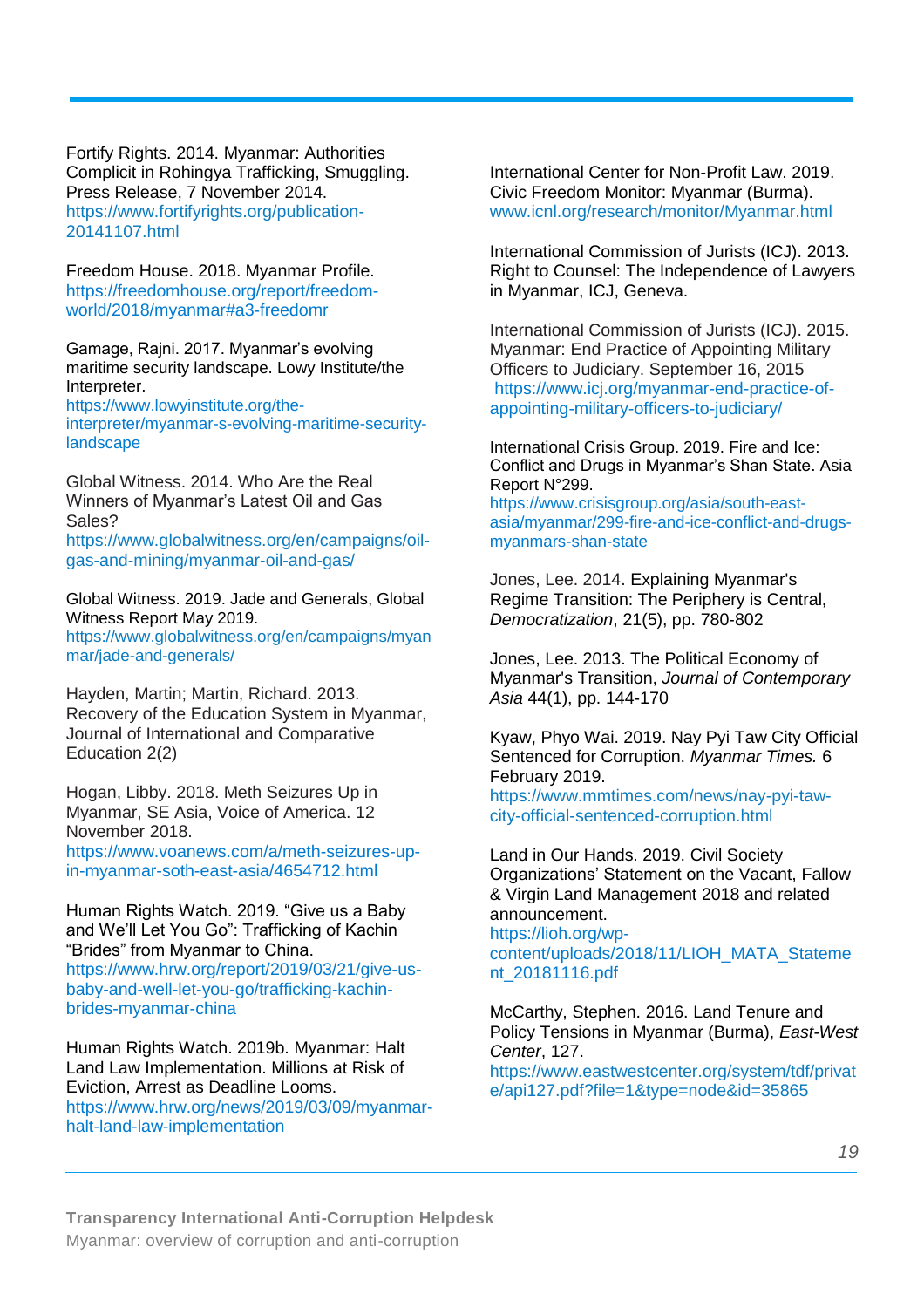Fortify Rights. 2014. Myanmar: Authorities Complicit in Rohingya Trafficking, Smuggling. Press Release, 7 November 2014. https://www.fortifyrights.org/publication-20141107.html

Freedom House. 2018. Myanmar Profile. https://freedomhouse.org/report/freedom-world/2018/myanmar#a3-freedomr

Gamage, Rajni. 2017. Myanmar's evolving maritime security landscape. Lowy Institute/the Interpreter. https://www.lowyinstitute.org/the-interpreter/myanmar-s-evolving-maritime-security-landscape

Global Witness. 2014. Who Are the Real Winners of Myanmar's Latest Oil and Gas Sales? https://www.globalwitness.org/en/campaigns/oil-gas-and-mining/myanmar-oil-and-gas/

Global Witness. 2019. Jade and Generals, Global Witness Report May 2019. https://www.globalwitness.org/en/campaigns/myanmar/jade-and-generals/

Hayden, Martin; Martin, Richard. 2013. Recovery of the Education System in Myanmar, Journal of International and Comparative Education 2(2)

Hogan, Libby. 2018. Meth Seizures Up in Myanmar, SE Asia, Voice of America. 12 November 2018. https://www.voanews.com/a/meth-seizures-up-in-myanmar-soth-east-asia/4654712.html

Human Rights Watch. 2019. "Give us a Baby and We'll Let You Go": Trafficking of Kachin "Brides" from Myanmar to China. https://www.hrw.org/report/2019/03/21/give-us-baby-and-well-let-you-go/trafficking-kachin-brides-myanmar-china

Human Rights Watch. 2019b. Myanmar: Halt Land Law Implementation. Millions at Risk of Eviction, Arrest as Deadline Looms. https://www.hrw.org/news/2019/03/09/myanmar-halt-land-law-implementation

International Center for Non-Profit Law. 2019. Civic Freedom Monitor: Myanmar (Burma). www.icnl.org/research/monitor/Myanmar.html

International Commission of Jurists (ICJ). 2013. Right to Counsel: The Independence of Lawyers in Myanmar, ICJ, Geneva.

International Commission of Jurists (ICJ). 2015. Myanmar: End Practice of Appointing Military Officers to Judiciary. September 16, 2015 https://www.icj.org/myanmar-end-practice-of-appointing-military-officers-to-judiciary/

International Crisis Group. 2019. Fire and Ice: Conflict and Drugs in Myanmar's Shan State. Asia Report N°299. https://www.crisisgroup.org/asia/south-east-asia/myanmar/299-fire-and-ice-conflict-and-drugs-myanmars-shan-state

Jones, Lee. 2014. Explaining Myanmar's Regime Transition: The Periphery is Central, *Democratization*, 21(5), pp. 780-802

Jones, Lee. 2013. The Political Economy of Myanmar's Transition, *Journal of Contemporary Asia* 44(1), pp. 144-170

Kyaw, Phyo Wai. 2019. Nay Pyi Taw City Official Sentenced for Corruption. *Myanmar Times.* 6 February 2019. https://www.mmtimes.com/news/nay-pyi-taw-city-official-sentenced-corruption.html

Land in Our Hands. 2019. Civil Society Organizations' Statement on the Vacant, Fallow & Virgin Land Management 2018 and related announcement. https://lioh.org/wp-content/uploads/2018/11/LIOH_MATA_Statement_20181116.pdf

McCarthy, Stephen. 2016. Land Tenure and Policy Tensions in Myanmar (Burma), *East-West Center*, 127. https://www.eastwestcenter.org/system/tdf/private/api127.pdf?file=1&type=node&id=35865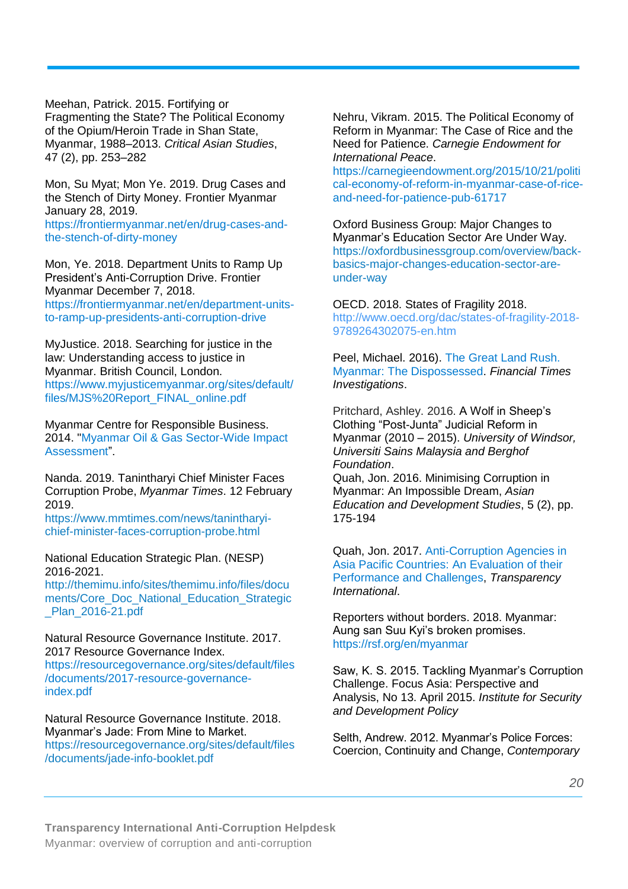Meehan, Patrick. 2015. Fortifying or Fragmenting the State? The Political Economy of the Opium/Heroin Trade in Shan State, Myanmar, 1988–2013. *Critical Asian Studies*, 47 (2), pp. 253–282

Mon, Su Myat; Mon Ye. 2019. Drug Cases and the Stench of Dirty Money. Frontier Myanmar January 28, 2019. https://frontiermyanmar.net/en/drug-cases-and-the-stench-of-dirty-money

Mon, Ye. 2018. Department Units to Ramp Up President's Anti-Corruption Drive. Frontier Myanmar December 7, 2018. https://frontiermyanmar.net/en/department-units-to-ramp-up-presidents-anti-corruption-drive

MyJustice. 2018. Searching for justice in the law: Understanding access to justice in Myanmar. British Council, London. https://www.myjusticemyanmar.org/sites/default/files/MJS%20Report_FINAL_online.pdf

Myanmar Centre for Responsible Business. 2014. "Myanmar Oil & Gas Sector-Wide Impact Assessment".

Nanda. 2019. Tanintharyi Chief Minister Faces Corruption Probe, *Myanmar Times*. 12 February 2019. https://www.mmtimes.com/news/tanintharyi-chief-minister-faces-corruption-probe.html

National Education Strategic Plan. (NESP) 2016-2021. http://themimu.info/sites/themimu.info/files/documents/Core_Doc_National_Education_Strategic_Plan_2016-21.pdf

Natural Resource Governance Institute. 2017. 2017 Resource Governance Index. https://resourcegovernance.org/sites/default/files/documents/2017-resource-governance-index.pdf

Natural Resource Governance Institute. 2018. Myanmar's Jade: From Mine to Market. https://resourcegovernance.org/sites/default/files/documents/jade-info-booklet.pdf

Nehru, Vikram. 2015. The Political Economy of Reform in Myanmar: The Case of Rice and the Need for Patience. *Carnegie Endowment for International Peace*. https://carnegieendowment.org/2015/10/21/political-economy-of-reform-in-myanmar-case-of-rice-and-need-for-patience-pub-61717

Oxford Business Group: Major Changes to Myanmar's Education Sector Are Under Way. https://oxfordbusinessgroup.com/overview/back-basics-major-changes-education-sector-are-under-way

OECD. 2018. States of Fragility 2018. http://www.oecd.org/dac/states-of-fragility-2018-9789264302075-en.htm

Peel, Michael. 2016). The Great Land Rush. Myanmar: The Dispossessed. *Financial Times Investigations*.

Pritchard, Ashley. 2016. A Wolf in Sheep's Clothing "Post-Junta" Judicial Reform in Myanmar (2010 – 2015). *University of Windsor, Universiti Sains Malaysia and Berghof Foundation*.

Quah, Jon. 2016. Minimising Corruption in Myanmar: An Impossible Dream, *Asian Education and Development Studies*, 5 (2), pp. 175-194

Quah, Jon. 2017. Anti-Corruption Agencies in Asia Pacific Countries: An Evaluation of their Performance and Challenges, *Transparency International*.

Reporters without borders. 2018. Myanmar: Aung san Suu Kyi's broken promises. https://rsf.org/en/myanmar

Saw, K. S. 2015. Tackling Myanmar's Corruption Challenge. Focus Asia: Perspective and Analysis, No 13. April 2015. *Institute for Security and Development Policy*

Selth, Andrew. 2012. Myanmar's Police Forces: Coercion, Continuity and Change, *Contemporary*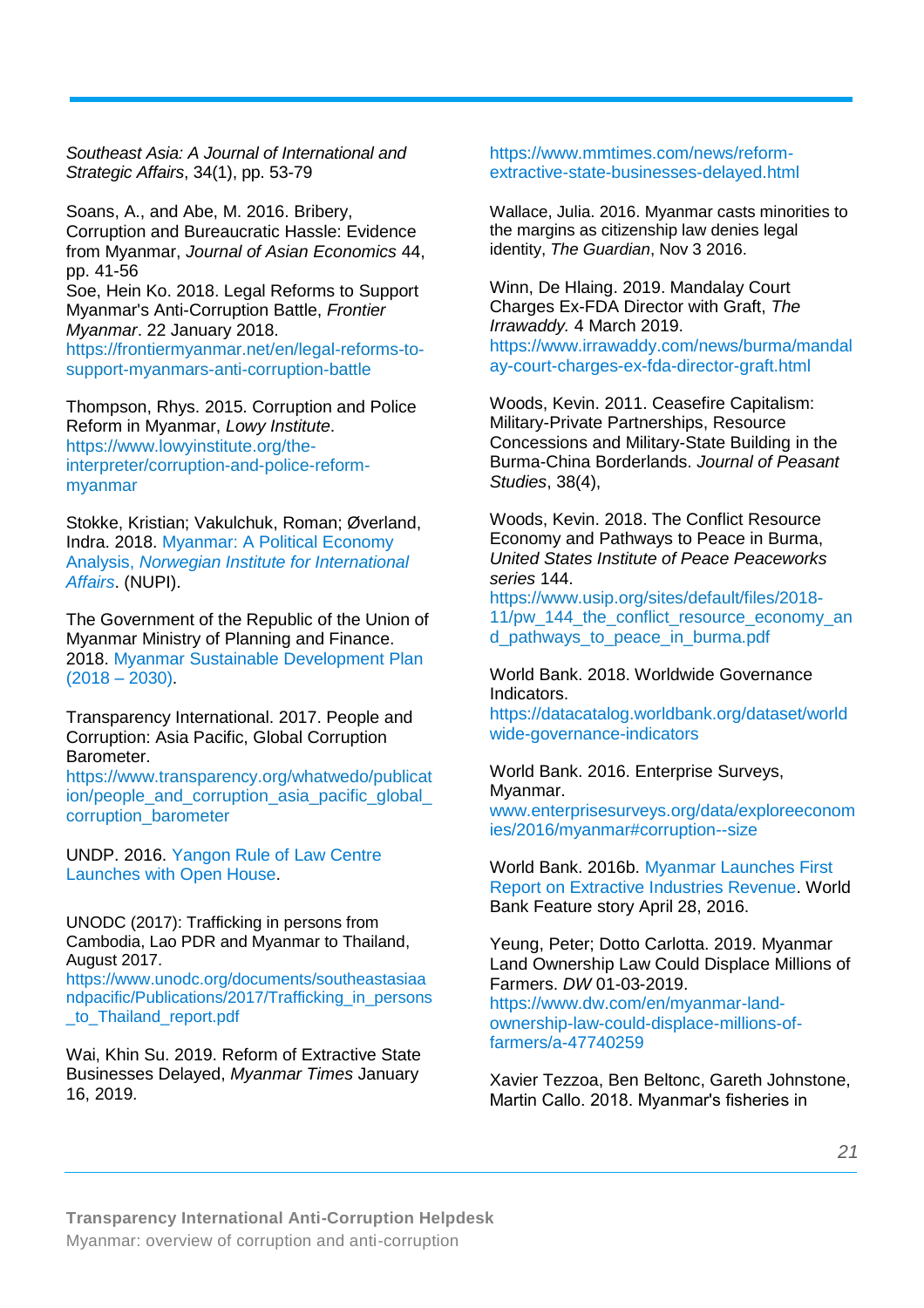*Southeast Asia: A Journal of International and Strategic Affairs*, 34(1), pp. 53-79

Soans, A., and Abe, M. 2016. Bribery, Corruption and Bureaucratic Hassle: Evidence from Myanmar, *Journal of Asian Economics* 44, pp. 41-56

Soe, Hein Ko. 2018. Legal Reforms to Support Myanmar's Anti-Corruption Battle, *Frontier Myanmar*. 22 January 2018. https://frontiermyanmar.net/en/legal-reforms-to-support-myanmars-anti-corruption-battle

Thompson, Rhys. 2015. Corruption and Police Reform in Myanmar, *Lowy Institute*. https://www.lowyinstitute.org/the-interpreter/corruption-and-police-reform-myanmar

Stokke, Kristian; Vakulchuk, Roman; Øverland, Indra. 2018. Myanmar: A Political Economy Analysis, *Norwegian Institute for International Affairs*. (NUPI).

The Government of the Republic of the Union of Myanmar Ministry of Planning and Finance. 2018. Myanmar Sustainable Development Plan (2018 – 2030).

Transparency International. 2017. People and Corruption: Asia Pacific, Global Corruption Barometer. https://www.transparency.org/whatwedo/publication/people_and_corruption_asia_pacific_global_corruption_barometer

UNDP. 2016. Yangon Rule of Law Centre Launches with Open House.

UNODC (2017): Trafficking in persons from Cambodia, Lao PDR and Myanmar to Thailand, August 2017. https://www.unodc.org/documents/southeastasiaandpacific/Publications/2017/Trafficking_in_persons_to_Thailand_report.pdf

Wai, Khin Su. 2019. Reform of Extractive State Businesses Delayed, *Myanmar Times* January 16, 2019. https://www.mmtimes.com/news/reform-extractive-state-businesses-delayed.html

Wallace, Julia. 2016. Myanmar casts minorities to the margins as citizenship law denies legal identity, *The Guardian*, Nov 3 2016.

Winn, De Hlaing. 2019. Mandalay Court Charges Ex-FDA Director with Graft, *The Irrawaddy.* 4 March 2019. https://www.irrawaddy.com/news/burma/mandalay-court-charges-ex-fda-director-graft.html

Woods, Kevin. 2011. Ceasefire Capitalism: Military-Private Partnerships, Resource Concessions and Military-State Building in the Burma-China Borderlands. *Journal of Peasant Studies*, 38(4),

Woods, Kevin. 2018. The Conflict Resource Economy and Pathways to Peace in Burma, *United States Institute of Peace Peaceworks series* 144. https://www.usip.org/sites/default/files/2018-11/pw_144_the_conflict_resource_economy_and_pathways_to_peace_in_burma.pdf

World Bank. 2018. Worldwide Governance Indicators. https://datacatalog.worldbank.org/dataset/worldwide-governance-indicators

World Bank. 2016. Enterprise Surveys, Myanmar. www.enterprisesurveys.org/data/exploreeconomies/2016/myanmar#corruption--size

World Bank. 2016b. Myanmar Launches First Report on Extractive Industries Revenue. World Bank Feature story April 28, 2016.

Yeung, Peter; Dotto Carlotta. 2019. Myanmar Land Ownership Law Could Displace Millions of Farmers. *DW* 01-03-2019. https://www.dw.com/en/myanmar-land-ownership-law-could-displace-millions-of-farmers/a-47740259

Xavier Tezzoa, Ben Beltonc, Gareth Johnstone, Martin Callo. 2018. Myanmar's fisheries in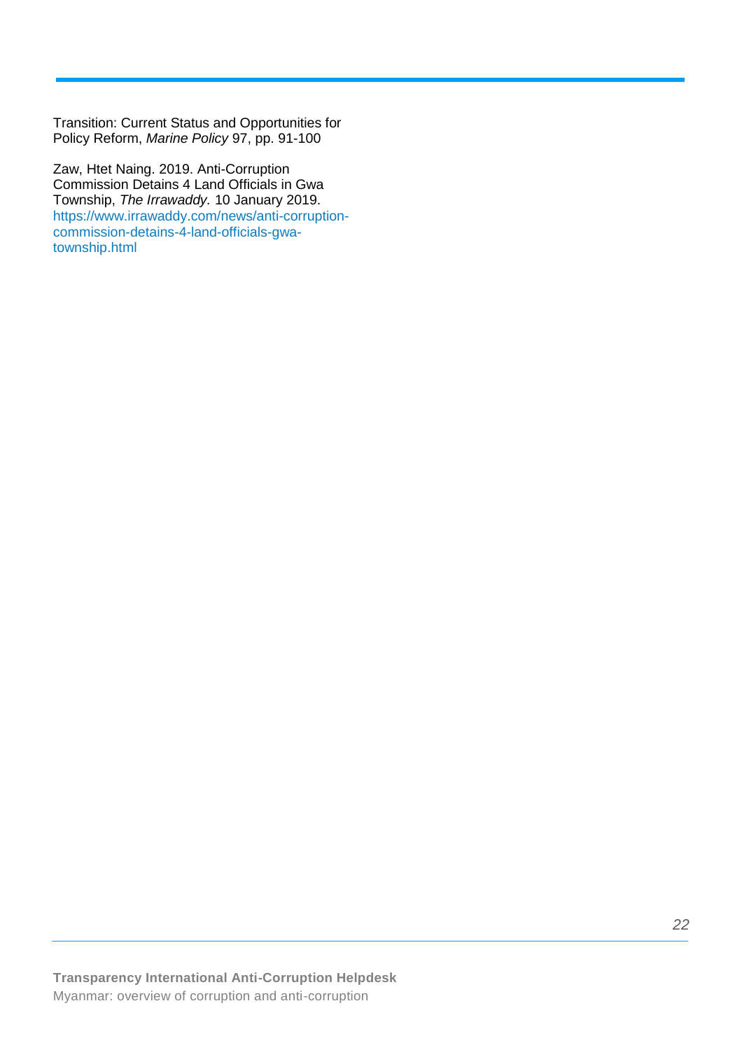Transition: Current Status and Opportunities for Policy Reform, *Marine Policy* 97, pp. 91-100

Zaw, Htet Naing. 2019. Anti-Corruption Commission Detains 4 Land Officials in Gwa Township, *The Irrawaddy.* 10 January 2019. https://www.irrawaddy.com/news/anti-corruption-commission-detains-4-land-officials-gwa-township.html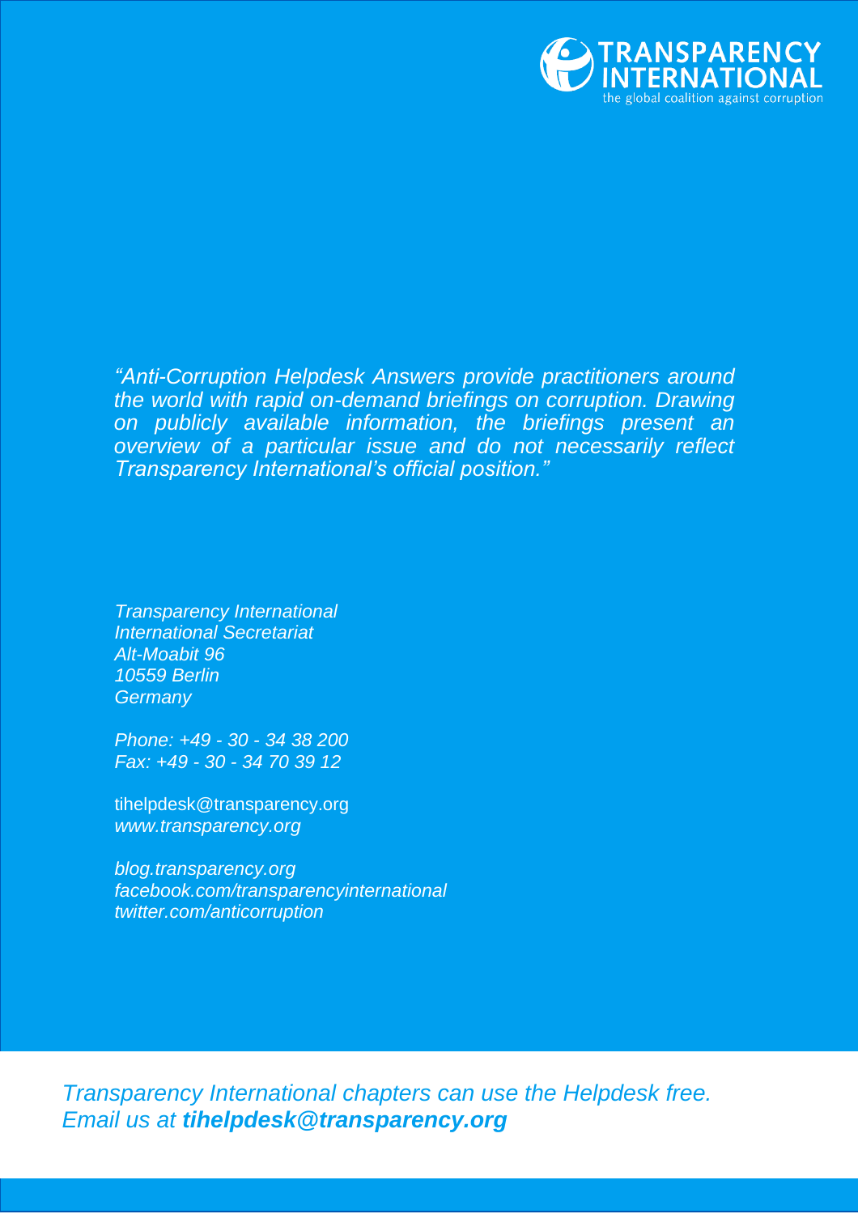**TRANSPARENCY INTERNATIONAL**
the global coalition against corruption

*"Anti-Corruption Helpdesk Answers provide practitioners around the world with rapid on-demand briefings on corruption. Drawing on publicly available information, the briefings present an overview of a particular issue and do not necessarily reflect Transparency International's official position."*

*Transparency International*
*International Secretariat*
*Alt-Moabit 96*
*10559 Berlin*
*Germany*

*Phone: +49 - 30 - 34 38 200*
*Fax: +49 - 30 - 34 70 39 12*

tihelpdesk@transparency.org
*www.transparency.org*

*blog.transparency.org*
*facebook.com/transparencyinternational*
*twitter.com/anticorruption*

*Transparency International chapters can use the Helpdesk free.*
*Email us at* ***tihelpdesk@transparency.org***